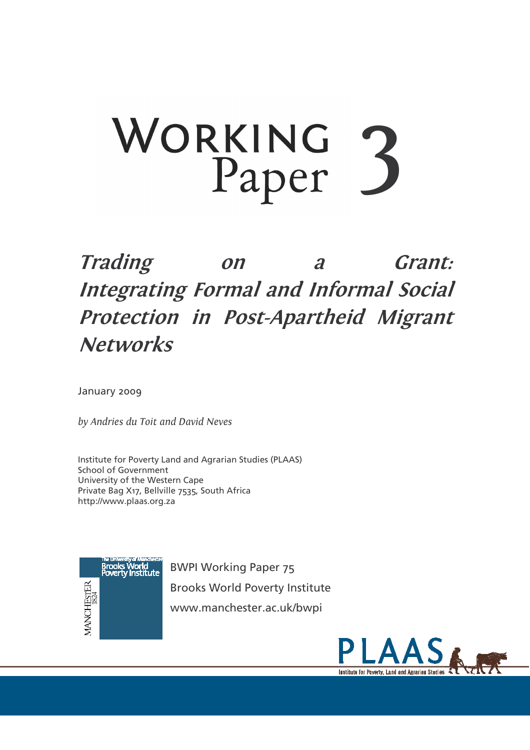# Working Paper 3

# *Trading on a Grant: Integrating Formal and Informal Social Protection in Post-Apartheid Migrant Networks*

January 2009

*by Andries du Toit and David Neves*

Institute for Poverty Land and Agrarian Studies (PLAAS)
School of Government
University of the Western Cape
Private Bag X17, Bellville 7535, South Africa
http://www.plaas.org.za

The University of Manchester
Brooks World Poverty Institute
MANCHESTER 1824

BWPI Working Paper 75
Brooks World Poverty Institute
www.manchester.ac.uk/bwpi

PLAAS
Institute for Poverty, Land and Agrarian Studies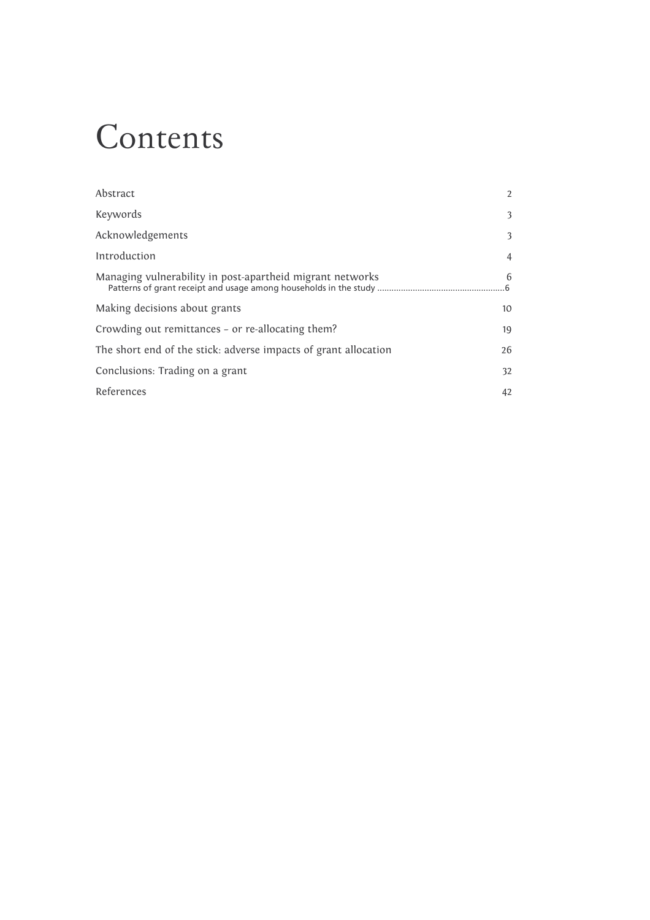# Contents

| | |
|---|---|
| Abstract | 2 |
| Keywords | 3 |
| Acknowledgements | 3 |
| Introduction | 4 |
| Managing vulnerability in post-apartheid migrant networks | 6 |
| Patterns of grant receipt and usage among households in the study | 6 |
| Making decisions about grants | 10 |
| Crowding out remittances – or re-allocating them? | 19 |
| The short end of the stick: adverse impacts of grant allocation | 26 |
| Conclusions: Trading on a grant | 32 |
| References | 42 |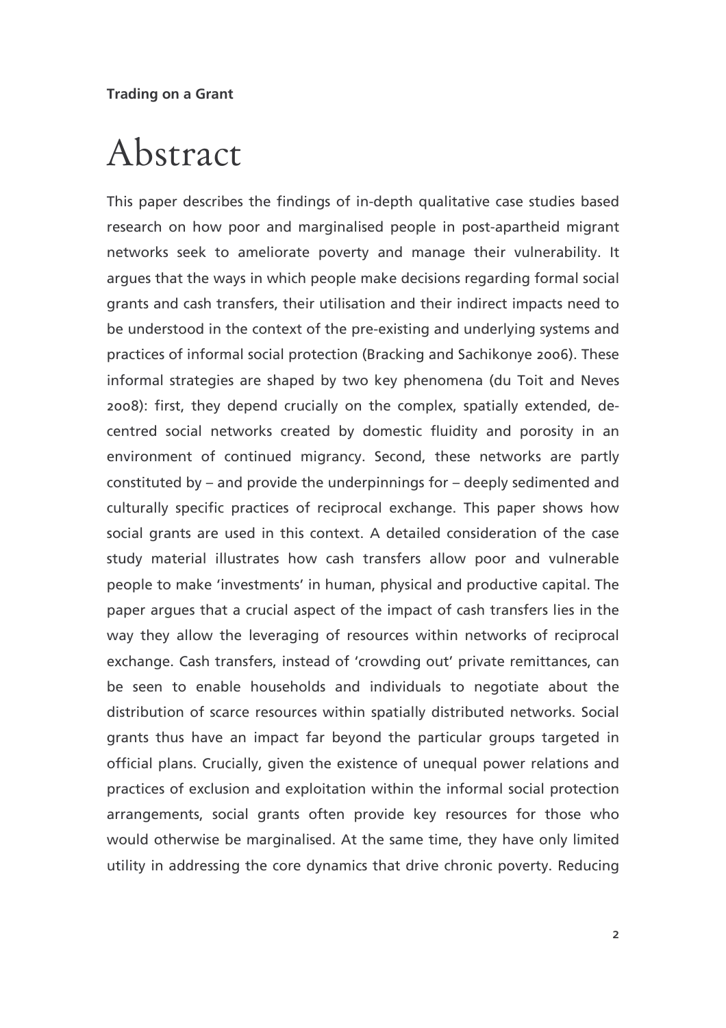# Abstract

This paper describes the findings of in-depth qualitative case studies based research on how poor and marginalised people in post-apartheid migrant networks seek to ameliorate poverty and manage their vulnerability. It argues that the ways in which people make decisions regarding formal social grants and cash transfers, their utilisation and their indirect impacts need to be understood in the context of the pre-existing and underlying systems and practices of informal social protection (Bracking and Sachikonye 2006). These informal strategies are shaped by two key phenomena (du Toit and Neves 2008): first, they depend crucially on the complex, spatially extended, de-centred social networks created by domestic fluidity and porosity in an environment of continued migrancy. Second, these networks are partly constituted by – and provide the underpinnings for – deeply sedimented and culturally specific practices of reciprocal exchange. This paper shows how social grants are used in this context. A detailed consideration of the case study material illustrates how cash transfers allow poor and vulnerable people to make 'investments' in human, physical and productive capital. The paper argues that a crucial aspect of the impact of cash transfers lies in the way they allow the leveraging of resources within networks of reciprocal exchange. Cash transfers, instead of 'crowding out' private remittances, can be seen to enable households and individuals to negotiate about the distribution of scarce resources within spatially distributed networks. Social grants thus have an impact far beyond the particular groups targeted in official plans. Crucially, given the existence of unequal power relations and practices of exclusion and exploitation within the informal social protection arrangements, social grants often provide key resources for those who would otherwise be marginalised. At the same time, they have only limited utility in addressing the core dynamics that drive chronic poverty. Reducing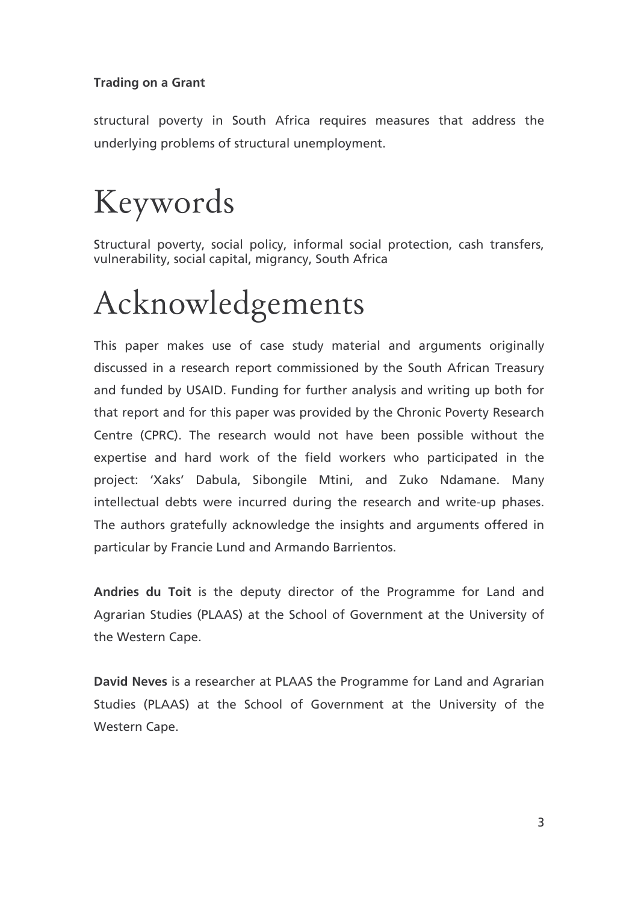structural poverty in South Africa requires measures that address the underlying problems of structural unemployment.

# Keywords

Structural poverty, social policy, informal social protection, cash transfers, vulnerability, social capital, migrancy, South Africa

# Acknowledgements

This paper makes use of case study material and arguments originally discussed in a research report commissioned by the South African Treasury and funded by USAID. Funding for further analysis and writing up both for that report and for this paper was provided by the Chronic Poverty Research Centre (CPRC). The research would not have been possible without the expertise and hard work of the field workers who participated in the project: 'Xaks' Dabula, Sibongile Mtini, and Zuko Ndamane. Many intellectual debts were incurred during the research and write-up phases. The authors gratefully acknowledge the insights and arguments offered in particular by Francie Lund and Armando Barrientos.

**Andries du Toit** is the deputy director of the Programme for Land and Agrarian Studies (PLAAS) at the School of Government at the University of the Western Cape.

**David Neves** is a researcher at PLAAS the Programme for Land and Agrarian Studies (PLAAS) at the School of Government at the University of the Western Cape.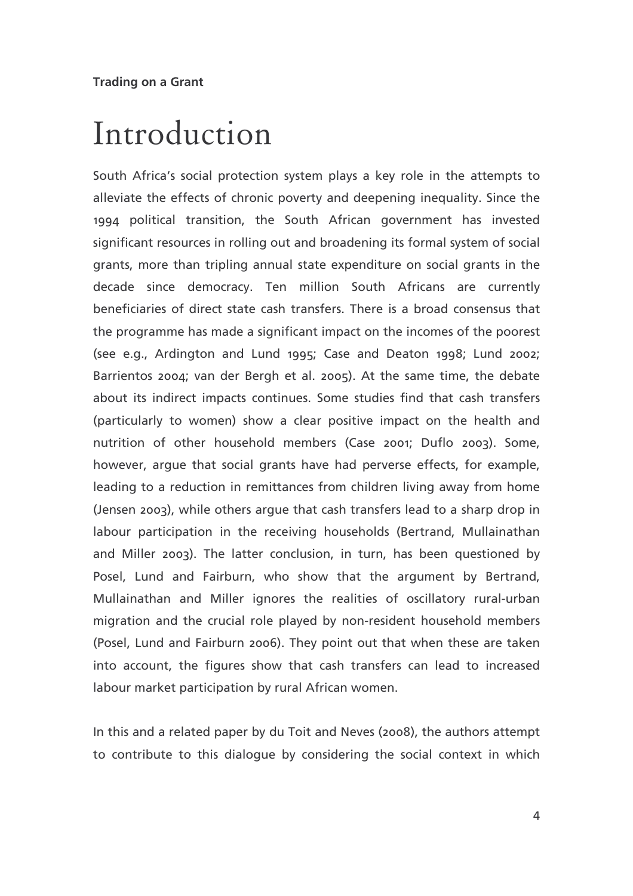# Introduction

South Africa's social protection system plays a key role in the attempts to alleviate the effects of chronic poverty and deepening inequality. Since the 1994 political transition, the South African government has invested significant resources in rolling out and broadening its formal system of social grants, more than tripling annual state expenditure on social grants in the decade since democracy. Ten million South Africans are currently beneficiaries of direct state cash transfers. There is a broad consensus that the programme has made a significant impact on the incomes of the poorest (see e.g., Ardington and Lund 1995; Case and Deaton 1998; Lund 2002; Barrientos 2004; van der Bergh et al. 2005). At the same time, the debate about its indirect impacts continues. Some studies find that cash transfers (particularly to women) show a clear positive impact on the health and nutrition of other household members (Case 2001; Duflo 2003). Some, however, argue that social grants have had perverse effects, for example, leading to a reduction in remittances from children living away from home (Jensen 2003), while others argue that cash transfers lead to a sharp drop in labour participation in the receiving households (Bertrand, Mullainathan and Miller 2003). The latter conclusion, in turn, has been questioned by Posel, Lund and Fairburn, who show that the argument by Bertrand, Mullainathan and Miller ignores the realities of oscillatory rural-urban migration and the crucial role played by non-resident household members (Posel, Lund and Fairburn 2006). They point out that when these are taken into account, the figures show that cash transfers can lead to increased labour market participation by rural African women.

In this and a related paper by du Toit and Neves (2008), the authors attempt to contribute to this dialogue by considering the social context in which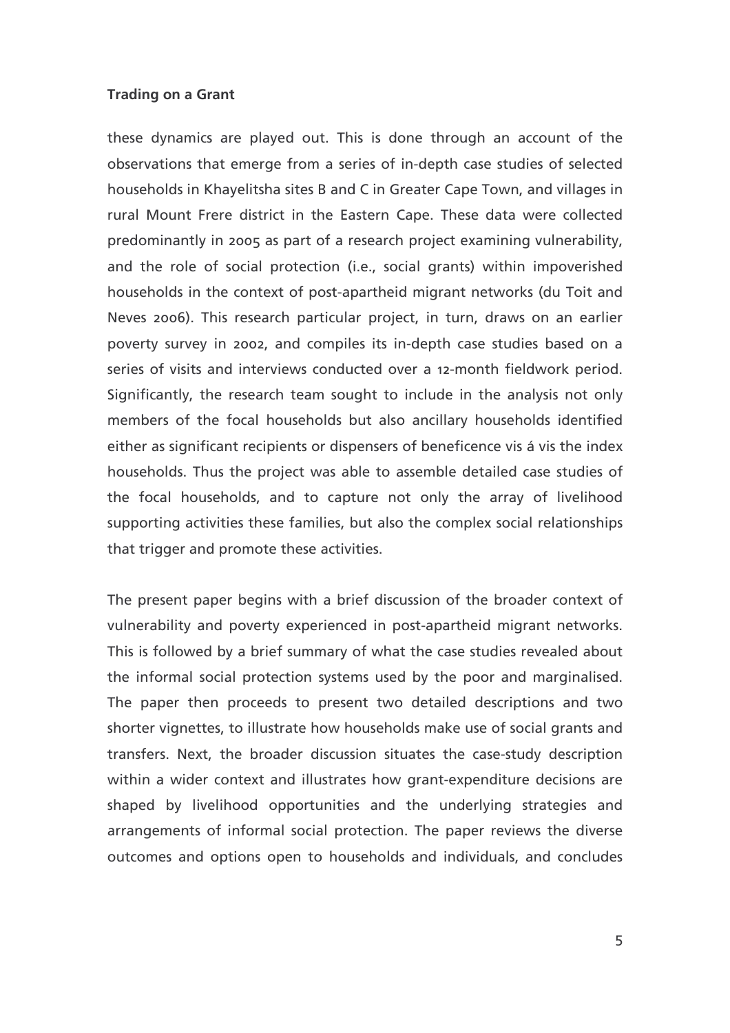these dynamics are played out. This is done through an account of the observations that emerge from a series of in-depth case studies of selected households in Khayelitsha sites B and C in Greater Cape Town, and villages in rural Mount Frere district in the Eastern Cape. These data were collected predominantly in 2005 as part of a research project examining vulnerability, and the role of social protection (i.e., social grants) within impoverished households in the context of post-apartheid migrant networks (du Toit and Neves 2006). This research particular project, in turn, draws on an earlier poverty survey in 2002, and compiles its in-depth case studies based on a series of visits and interviews conducted over a 12-month fieldwork period. Significantly, the research team sought to include in the analysis not only members of the focal households but also ancillary households identified either as significant recipients or dispensers of beneficence vis á vis the index households. Thus the project was able to assemble detailed case studies of the focal households, and to capture not only the array of livelihood supporting activities these families, but also the complex social relationships that trigger and promote these activities.

The present paper begins with a brief discussion of the broader context of vulnerability and poverty experienced in post-apartheid migrant networks. This is followed by a brief summary of what the case studies revealed about the informal social protection systems used by the poor and marginalised. The paper then proceeds to present two detailed descriptions and two shorter vignettes, to illustrate how households make use of social grants and transfers. Next, the broader discussion situates the case-study description within a wider context and illustrates how grant-expenditure decisions are shaped by livelihood opportunities and the underlying strategies and arrangements of informal social protection. The paper reviews the diverse outcomes and options open to households and individuals, and concludes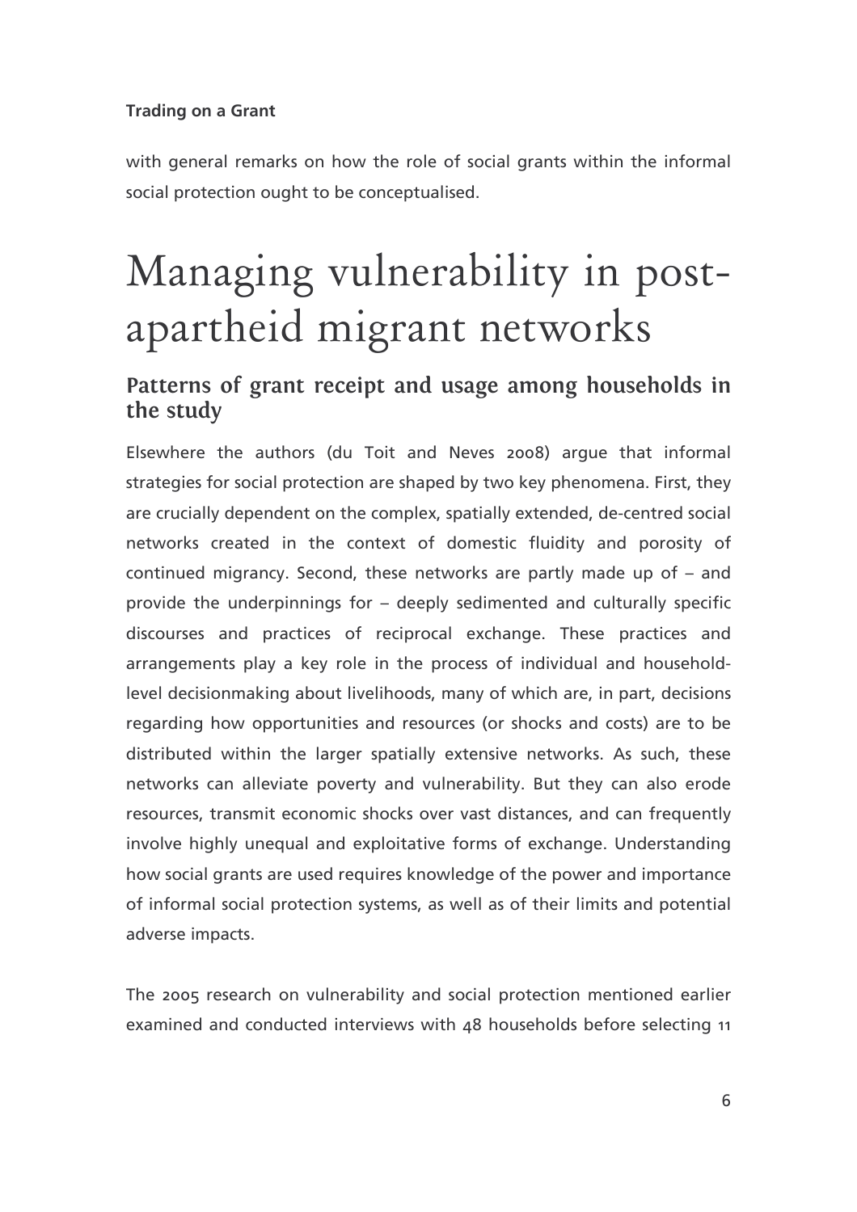with general remarks on how the role of social grants within the informal social protection ought to be conceptualised.

# Managing vulnerability in post-apartheid migrant networks

## Patterns of grant receipt and usage among households in the study

Elsewhere the authors (du Toit and Neves 2008) argue that informal strategies for social protection are shaped by two key phenomena. First, they are crucially dependent on the complex, spatially extended, de-centred social networks created in the context of domestic fluidity and porosity of continued migrancy. Second, these networks are partly made up of – and provide the underpinnings for – deeply sedimented and culturally specific discourses and practices of reciprocal exchange. These practices and arrangements play a key role in the process of individual and household-level decisionmaking about livelihoods, many of which are, in part, decisions regarding how opportunities and resources (or shocks and costs) are to be distributed within the larger spatially extensive networks. As such, these networks can alleviate poverty and vulnerability. But they can also erode resources, transmit economic shocks over vast distances, and can frequently involve highly unequal and exploitative forms of exchange. Understanding how social grants are used requires knowledge of the power and importance of informal social protection systems, as well as of their limits and potential adverse impacts.

The 2005 research on vulnerability and social protection mentioned earlier examined and conducted interviews with 48 households before selecting 11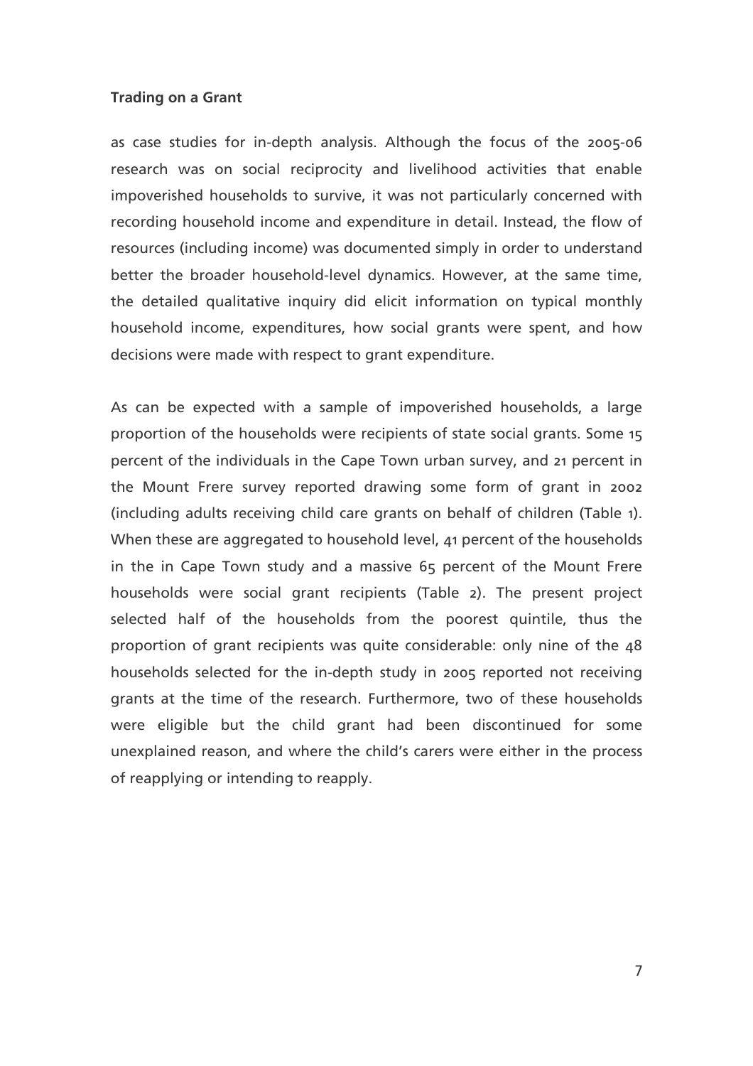as case studies for in-depth analysis. Although the focus of the 2005-06 research was on social reciprocity and livelihood activities that enable impoverished households to survive, it was not particularly concerned with recording household income and expenditure in detail. Instead, the flow of resources (including income) was documented simply in order to understand better the broader household-level dynamics. However, at the same time, the detailed qualitative inquiry did elicit information on typical monthly household income, expenditures, how social grants were spent, and how decisions were made with respect to grant expenditure.

As can be expected with a sample of impoverished households, a large proportion of the households were recipients of state social grants. Some 15 percent of the individuals in the Cape Town urban survey, and 21 percent in the Mount Frere survey reported drawing some form of grant in 2002 (including adults receiving child care grants on behalf of children (Table 1). When these are aggregated to household level, 41 percent of the households in the in Cape Town study and a massive 65 percent of the Mount Frere households were social grant recipients (Table 2). The present project selected half of the households from the poorest quintile, thus the proportion of grant recipients was quite considerable: only nine of the 48 households selected for the in-depth study in 2005 reported not receiving grants at the time of the research. Furthermore, two of these households were eligible but the child grant had been discontinued for some unexplained reason, and where the child's carers were either in the process of reapplying or intending to reapply.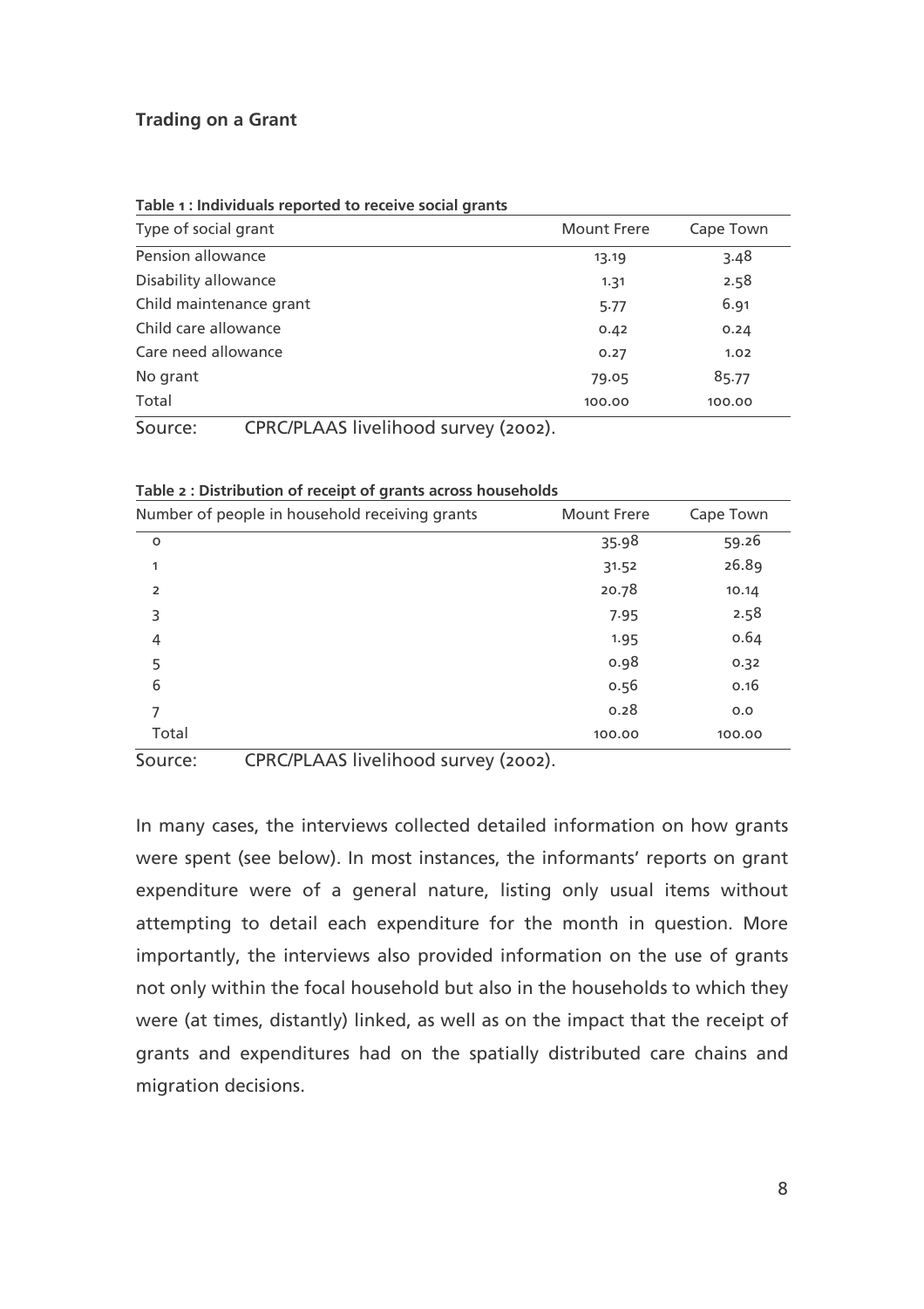**Trading on a Grant**

**Table 1 : Individuals reported to receive social grants**

| Type of social grant | Mount Frere | Cape Town |
|---|---|---|
| Pension allowance | 13.19 | 3.48 |
| Disability allowance | 1.31 | 2.58 |
| Child maintenance grant | 5.77 | 6.91 |
| Child care allowance | 0.42 | 0.24 |
| Care need allowance | 0.27 | 1.02 |
| No grant | 79.05 | 85.77 |
| Total | 100.00 | 100.00 |

Source: CPRC/PLAAS livelihood survey (2002).

**Table 2 : Distribution of receipt of grants across households**

| Number of people in household receiving grants | Mount Frere | Cape Town |
|---|---|---|
| 0 | 35.98 | 59.26 |
| 1 | 31.52 | 26.89 |
| 2 | 20.78 | 10.14 |
| 3 | 7.95 | 2.58 |
| 4 | 1.95 | 0.64 |
| 5 | 0.98 | 0.32 |
| 6 | 0.56 | 0.16 |
| 7 | 0.28 | 0.0 |
| Total | 100.00 | 100.00 |

Source: CPRC/PLAAS livelihood survey (2002).

In many cases, the interviews collected detailed information on how grants were spent (see below). In most instances, the informants' reports on grant expenditure were of a general nature, listing only usual items without attempting to detail each expenditure for the month in question. More importantly, the interviews also provided information on the use of grants not only within the focal household but also in the households to which they were (at times, distantly) linked, as well as on the impact that the receipt of grants and expenditures had on the spatially distributed care chains and migration decisions.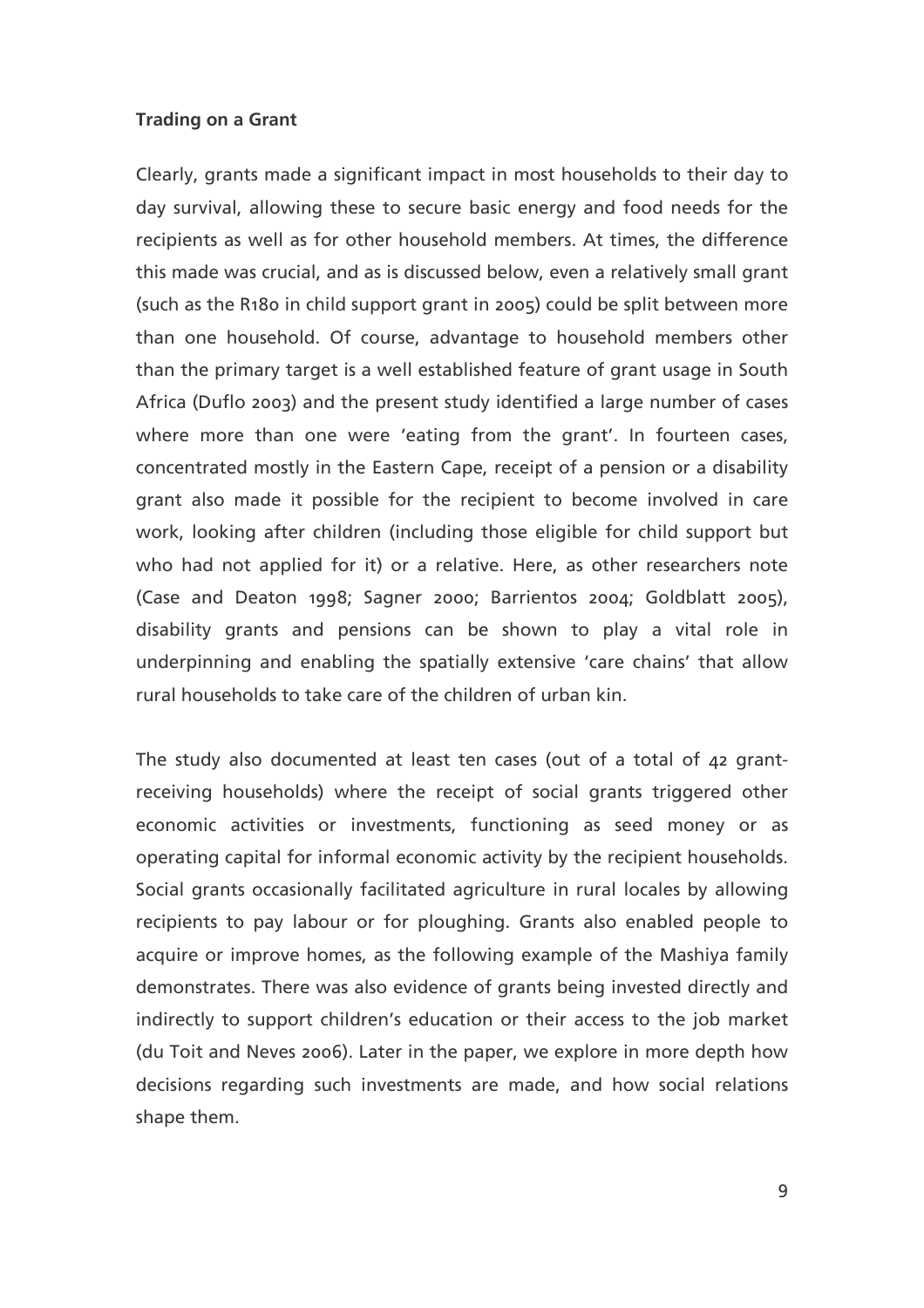**Trading on a Grant**

Clearly, grants made a significant impact in most households to their day to day survival, allowing these to secure basic energy and food needs for the recipients as well as for other household members. At times, the difference this made was crucial, and as is discussed below, even a relatively small grant (such as the R180 in child support grant in 2005) could be split between more than one household. Of course, advantage to household members other than the primary target is a well established feature of grant usage in South Africa (Duflo 2003) and the present study identified a large number of cases where more than one were 'eating from the grant'. In fourteen cases, concentrated mostly in the Eastern Cape, receipt of a pension or a disability grant also made it possible for the recipient to become involved in care work, looking after children (including those eligible for child support but who had not applied for it) or a relative. Here, as other researchers note (Case and Deaton 1998; Sagner 2000; Barrientos 2004; Goldblatt 2005), disability grants and pensions can be shown to play a vital role in underpinning and enabling the spatially extensive 'care chains' that allow rural households to take care of the children of urban kin.

The study also documented at least ten cases (out of a total of 42 grant-receiving households) where the receipt of social grants triggered other economic activities or investments, functioning as seed money or as operating capital for informal economic activity by the recipient households. Social grants occasionally facilitated agriculture in rural locales by allowing recipients to pay labour or for ploughing. Grants also enabled people to acquire or improve homes, as the following example of the Mashiya family demonstrates. There was also evidence of grants being invested directly and indirectly to support children's education or their access to the job market (du Toit and Neves 2006). Later in the paper, we explore in more depth how decisions regarding such investments are made, and how social relations shape them.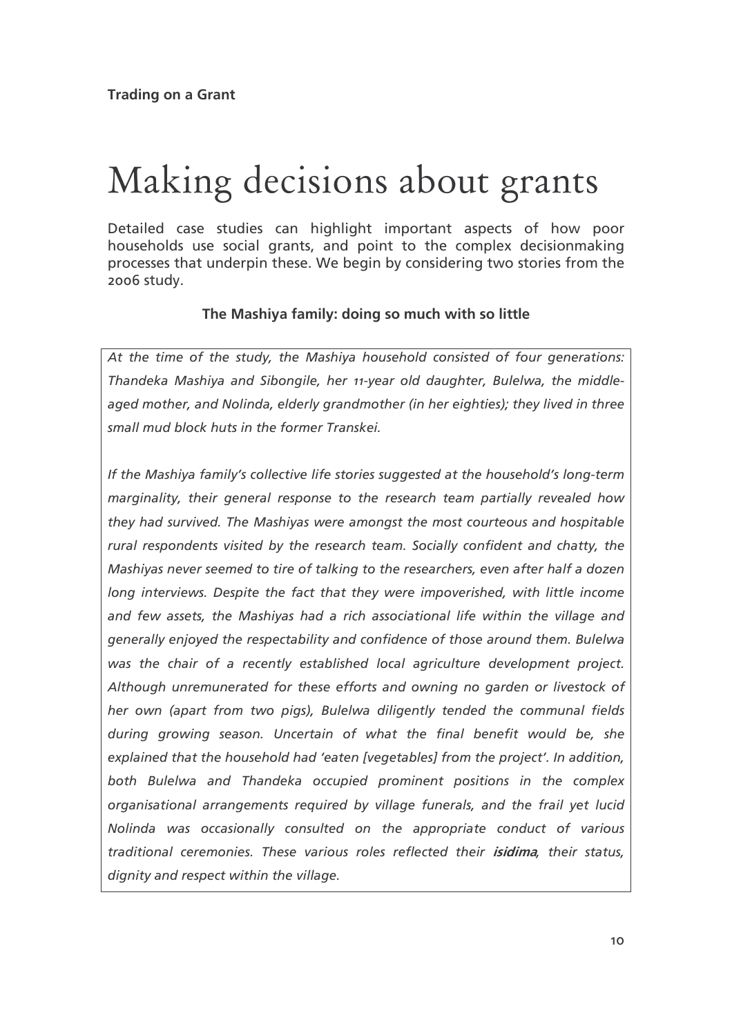# Making decisions about grants

Detailed case studies can highlight important aspects of how poor households use social grants, and point to the complex decisionmaking processes that underpin these. We begin by considering two stories from the 2006 study.

### The Mashiya family: doing so much with so little

*At the time of the study, the Mashiya household consisted of four generations: Thandeka Mashiya and Sibongile, her 11-year old daughter, Bulelwa, the middle-aged mother, and Nolinda, elderly grandmother (in her eighties); they lived in three small mud block huts in the former Transkei.*

*If the Mashiya family's collective life stories suggested at the household's long-term marginality, their general response to the research team partially revealed how they had survived. The Mashiyas were amongst the most courteous and hospitable rural respondents visited by the research team. Socially confident and chatty, the Mashiyas never seemed to tire of talking to the researchers, even after half a dozen long interviews. Despite the fact that they were impoverished, with little income and few assets, the Mashiyas had a rich associational life within the village and generally enjoyed the respectability and confidence of those around them. Bulelwa was the chair of a recently established local agriculture development project. Although unremunerated for these efforts and owning no garden or livestock of her own (apart from two pigs), Bulelwa diligently tended the communal fields during growing season. Uncertain of what the final benefit would be, she explained that the household had 'eaten [vegetables] from the project'. In addition, both Bulelwa and Thandeka occupied prominent positions in the complex organisational arrangements required by village funerals, and the frail yet lucid Nolinda was occasionally consulted on the appropriate conduct of various traditional ceremonies. These various roles reflected their **isidima**, their status, dignity and respect within the village.*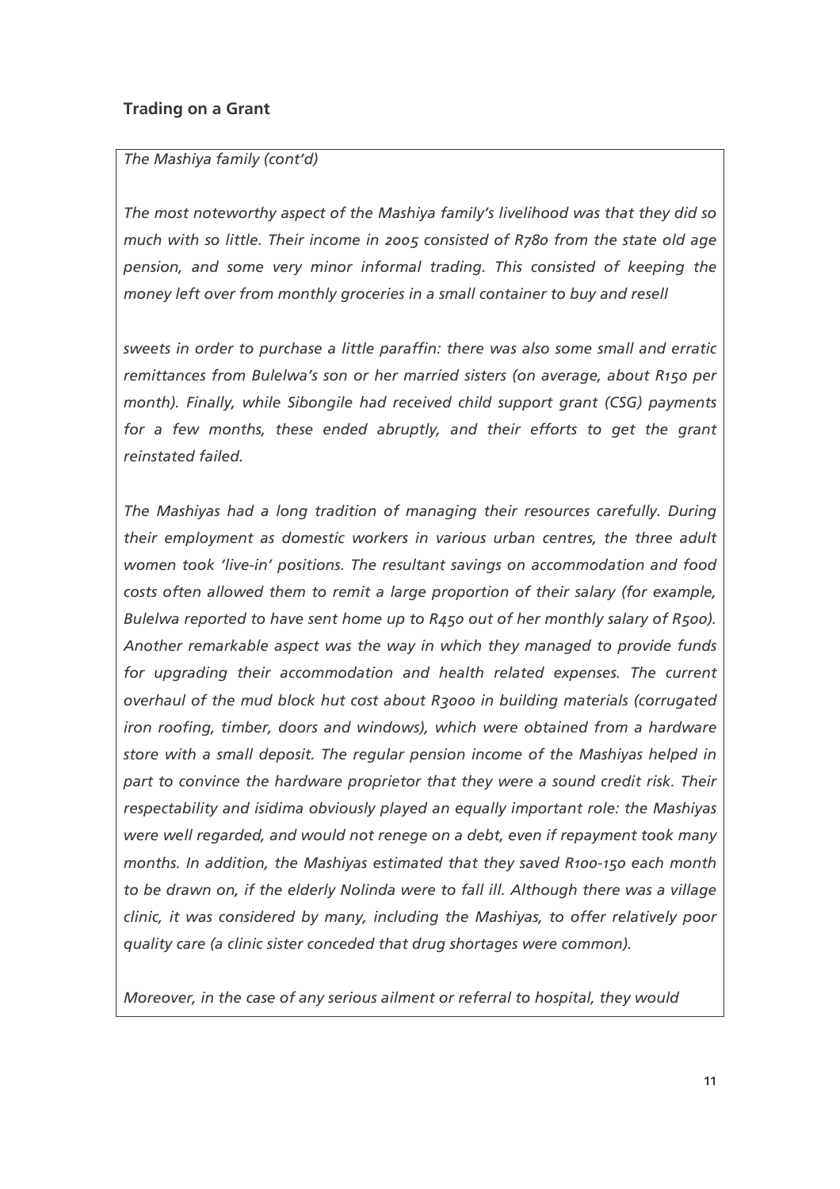### Trading on a Grant

*The Mashiya family (cont'd)*

*The most noteworthy aspect of the Mashiya family's livelihood was that they did so much with so little. Their income in 2005 consisted of R780 from the state old age pension, and some very minor informal trading. This consisted of keeping the money left over from monthly groceries in a small container to buy and resell*

*sweets in order to purchase a little paraffin: there was also some small and erratic remittances from Bulelwa's son or her married sisters (on average, about R150 per month). Finally, while Sibongile had received child support grant (CSG) payments for a few months, these ended abruptly, and their efforts to get the grant reinstated failed.*

*The Mashiyas had a long tradition of managing their resources carefully. During their employment as domestic workers in various urban centres, the three adult women took 'live-in' positions. The resultant savings on accommodation and food costs often allowed them to remit a large proportion of their salary (for example, Bulelwa reported to have sent home up to R450 out of her monthly salary of R500). Another remarkable aspect was the way in which they managed to provide funds for upgrading their accommodation and health related expenses. The current overhaul of the mud block hut cost about R3000 in building materials (corrugated iron roofing, timber, doors and windows), which were obtained from a hardware store with a small deposit. The regular pension income of the Mashiyas helped in part to convince the hardware proprietor that they were a sound credit risk. Their respectability and isidima obviously played an equally important role: the Mashiyas were well regarded, and would not renege on a debt, even if repayment took many months. In addition, the Mashiyas estimated that they saved R100-150 each month to be drawn on, if the elderly Nolinda were to fall ill. Although there was a village clinic, it was considered by many, including the Mashiyas, to offer relatively poor quality care (a clinic sister conceded that drug shortages were common).*

*Moreover, in the case of any serious ailment or referral to hospital, they would*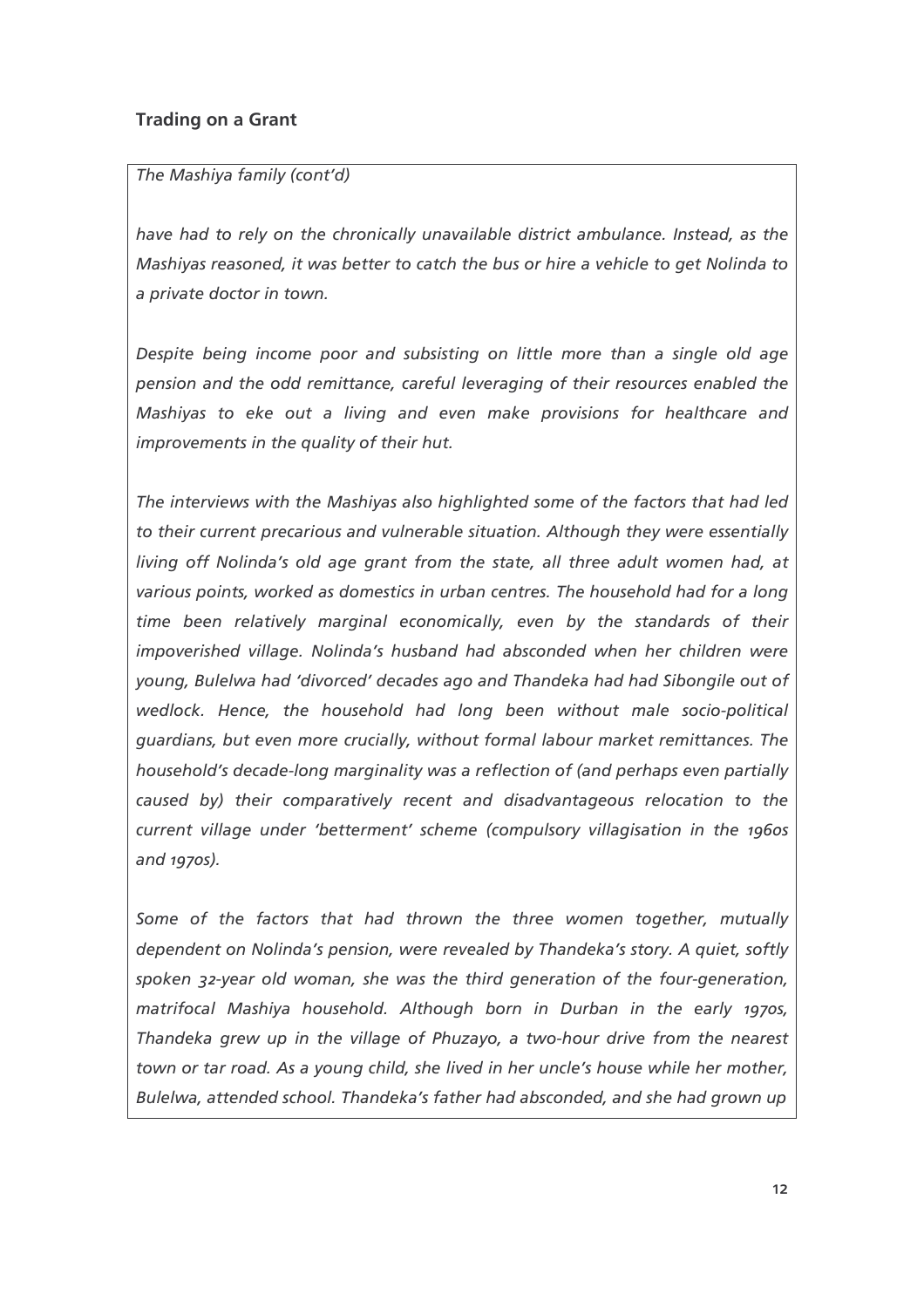**Trading on a Grant**

*The Mashiya family (cont'd)*

*have had to rely on the chronically unavailable district ambulance. Instead, as the Mashiyas reasoned, it was better to catch the bus or hire a vehicle to get Nolinda to a private doctor in town.*

*Despite being income poor and subsisting on little more than a single old age pension and the odd remittance, careful leveraging of their resources enabled the Mashiyas to eke out a living and even make provisions for healthcare and improvements in the quality of their hut.*

*The interviews with the Mashiyas also highlighted some of the factors that had led to their current precarious and vulnerable situation. Although they were essentially living off Nolinda's old age grant from the state, all three adult women had, at various points, worked as domestics in urban centres. The household had for a long time been relatively marginal economically, even by the standards of their impoverished village. Nolinda's husband had absconded when her children were young, Bulelwa had 'divorced' decades ago and Thandeka had had Sibongile out of wedlock. Hence, the household had long been without male socio-political guardians, but even more crucially, without formal labour market remittances. The household's decade-long marginality was a reflection of (and perhaps even partially caused by) their comparatively recent and disadvantageous relocation to the current village under 'betterment' scheme (compulsory villagisation in the 1960s and 1970s).*

*Some of the factors that had thrown the three women together, mutually dependent on Nolinda's pension, were revealed by Thandeka's story. A quiet, softly spoken 32-year old woman, she was the third generation of the four-generation, matrifocal Mashiya household. Although born in Durban in the early 1970s, Thandeka grew up in the village of Phuzayo, a two-hour drive from the nearest town or tar road. As a young child, she lived in her uncle's house while her mother, Bulelwa, attended school. Thandeka's father had absconded, and she had grown up*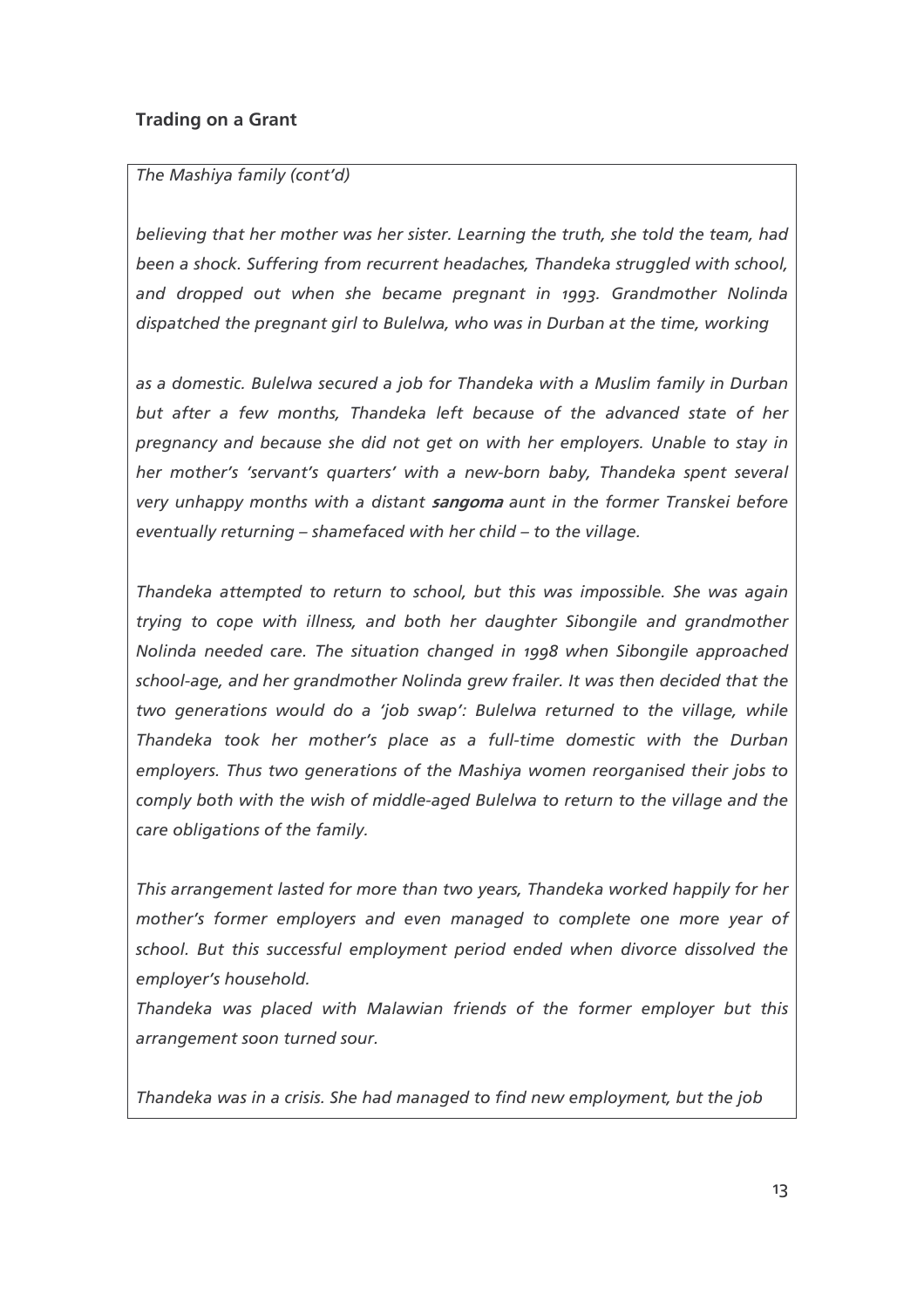**Trading on a Grant**

*The Mashiya family (cont'd)*

*believing that her mother was her sister. Learning the truth, she told the team, had been a shock. Suffering from recurrent headaches, Thandeka struggled with school, and dropped out when she became pregnant in 1993. Grandmother Nolinda dispatched the pregnant girl to Bulelwa, who was in Durban at the time, working*

*as a domestic. Bulelwa secured a job for Thandeka with a Muslim family in Durban but after a few months, Thandeka left because of the advanced state of her pregnancy and because she did not get on with her employers. Unable to stay in her mother's 'servant's quarters' with a new-born baby, Thandeka spent several very unhappy months with a distant* ***sangoma*** *aunt in the former Transkei before eventually returning – shamefaced with her child – to the village.*

*Thandeka attempted to return to school, but this was impossible. She was again trying to cope with illness, and both her daughter Sibongile and grandmother Nolinda needed care. The situation changed in 1998 when Sibongile approached school-age, and her grandmother Nolinda grew frailer. It was then decided that the two generations would do a 'job swap': Bulelwa returned to the village, while Thandeka took her mother's place as a full-time domestic with the Durban employers. Thus two generations of the Mashiya women reorganised their jobs to comply both with the wish of middle-aged Bulelwa to return to the village and the care obligations of the family.*

*This arrangement lasted for more than two years, Thandeka worked happily for her mother's former employers and even managed to complete one more year of school. But this successful employment period ended when divorce dissolved the employer's household.*

*Thandeka was placed with Malawian friends of the former employer but this arrangement soon turned sour.*

*Thandeka was in a crisis. She had managed to find new employment, but the job*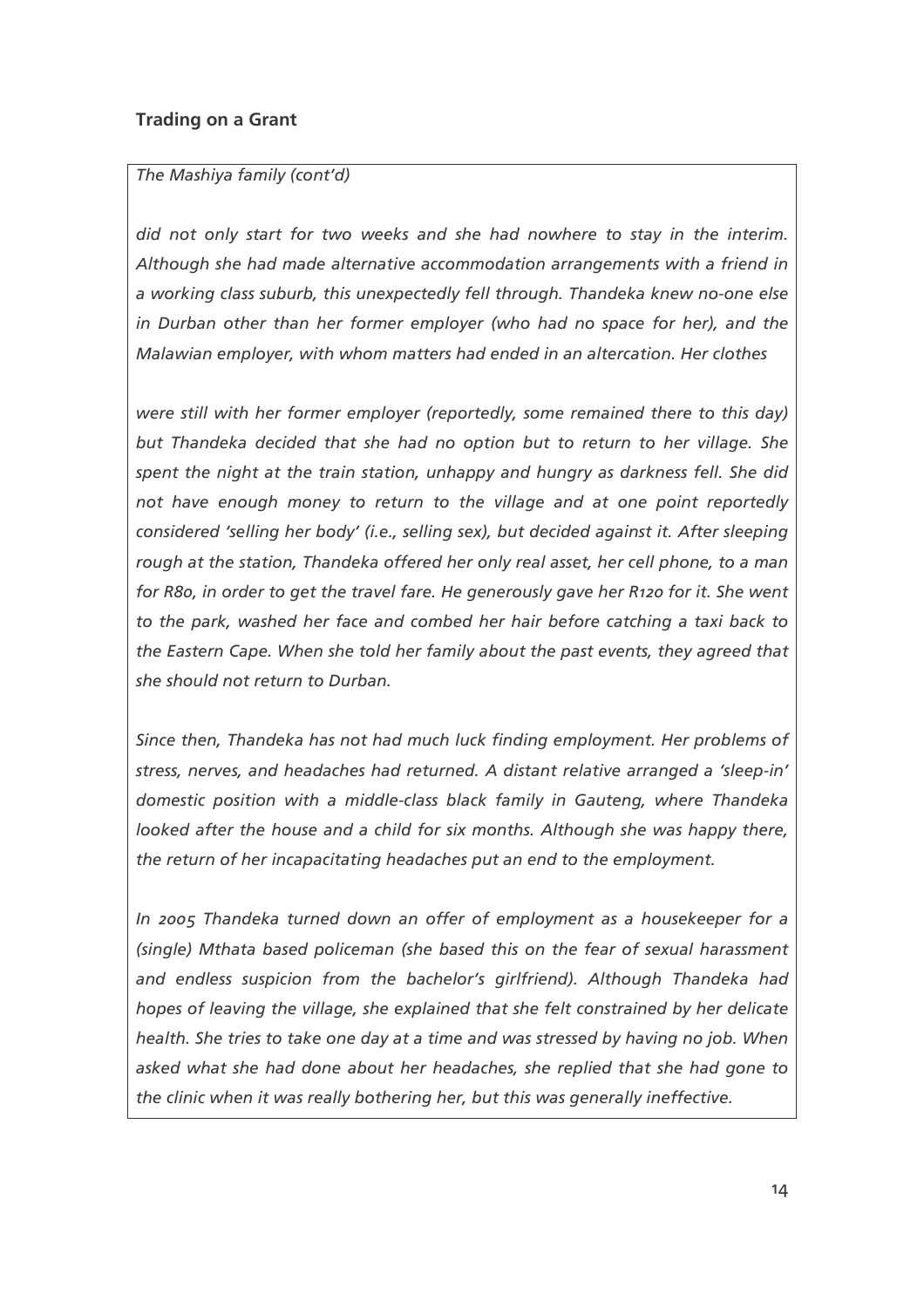*The Mashiya family (cont'd)*

*did not only start for two weeks and she had nowhere to stay in the interim. Although she had made alternative accommodation arrangements with a friend in a working class suburb, this unexpectedly fell through. Thandeka knew no-one else in Durban other than her former employer (who had no space for her), and the Malawian employer, with whom matters had ended in an altercation. Her clothes*

*were still with her former employer (reportedly, some remained there to this day) but Thandeka decided that she had no option but to return to her village. She spent the night at the train station, unhappy and hungry as darkness fell. She did not have enough money to return to the village and at one point reportedly considered 'selling her body' (i.e., selling sex), but decided against it. After sleeping rough at the station, Thandeka offered her only real asset, her cell phone, to a man for R80, in order to get the travel fare. He generously gave her R120 for it. She went to the park, washed her face and combed her hair before catching a taxi back to the Eastern Cape. When she told her family about the past events, they agreed that she should not return to Durban.*

*Since then, Thandeka has not had much luck finding employment. Her problems of stress, nerves, and headaches had returned. A distant relative arranged a 'sleep-in' domestic position with a middle-class black family in Gauteng, where Thandeka looked after the house and a child for six months. Although she was happy there, the return of her incapacitating headaches put an end to the employment.*

*In 2005 Thandeka turned down an offer of employment as a housekeeper for a (single) Mthata based policeman (she based this on the fear of sexual harassment and endless suspicion from the bachelor's girlfriend). Although Thandeka had hopes of leaving the village, she explained that she felt constrained by her delicate health. She tries to take one day at a time and was stressed by having no job. When asked what she had done about her headaches, she replied that she had gone to the clinic when it was really bothering her, but this was generally ineffective.*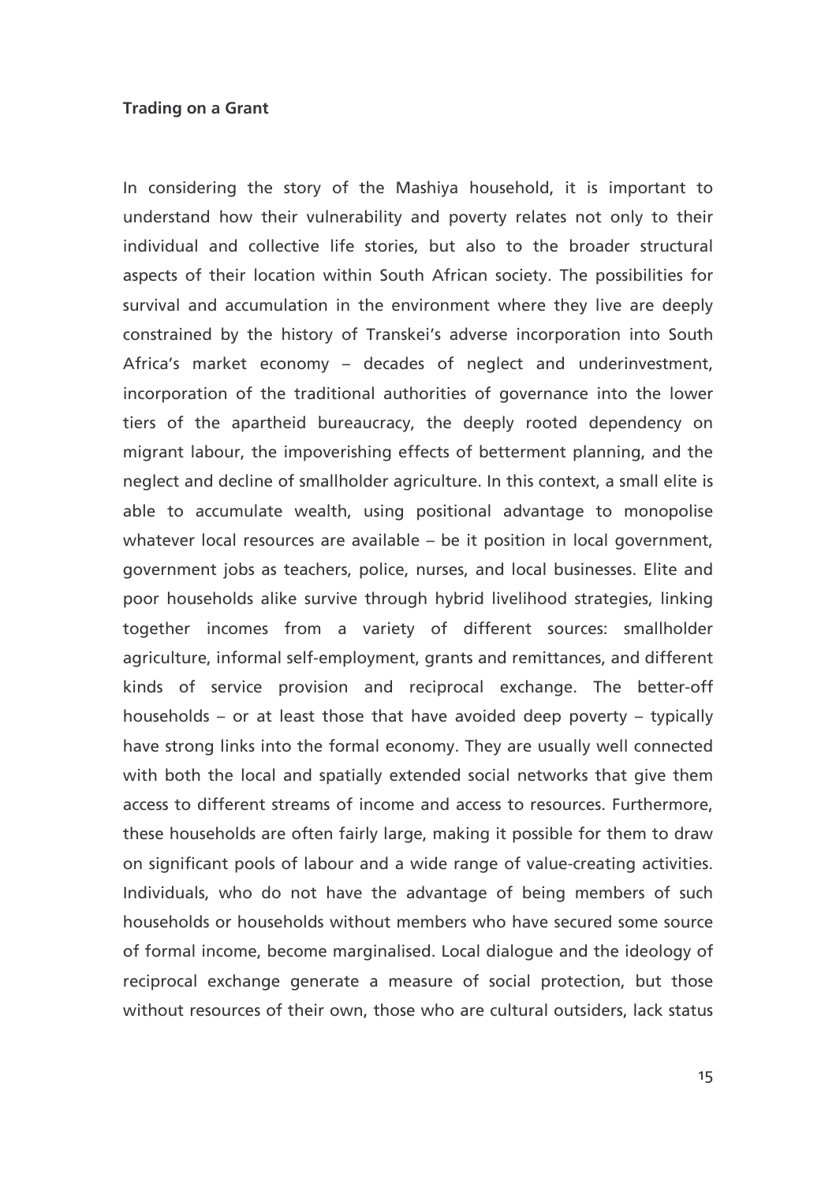**Trading on a Grant**

In considering the story of the Mashiya household, it is important to understand how their vulnerability and poverty relates not only to their individual and collective life stories, but also to the broader structural aspects of their location within South African society. The possibilities for survival and accumulation in the environment where they live are deeply constrained by the history of Transkei's adverse incorporation into South Africa's market economy – decades of neglect and underinvestment, incorporation of the traditional authorities of governance into the lower tiers of the apartheid bureaucracy, the deeply rooted dependency on migrant labour, the impoverishing effects of betterment planning, and the neglect and decline of smallholder agriculture. In this context, a small elite is able to accumulate wealth, using positional advantage to monopolise whatever local resources are available – be it position in local government, government jobs as teachers, police, nurses, and local businesses. Elite and poor households alike survive through hybrid livelihood strategies, linking together incomes from a variety of different sources: smallholder agriculture, informal self-employment, grants and remittances, and different kinds of service provision and reciprocal exchange. The better-off households – or at least those that have avoided deep poverty – typically have strong links into the formal economy. They are usually well connected with both the local and spatially extended social networks that give them access to different streams of income and access to resources. Furthermore, these households are often fairly large, making it possible for them to draw on significant pools of labour and a wide range of value-creating activities. Individuals, who do not have the advantage of being members of such households or households without members who have secured some source of formal income, become marginalised. Local dialogue and the ideology of reciprocal exchange generate a measure of social protection, but those without resources of their own, those who are cultural outsiders, lack status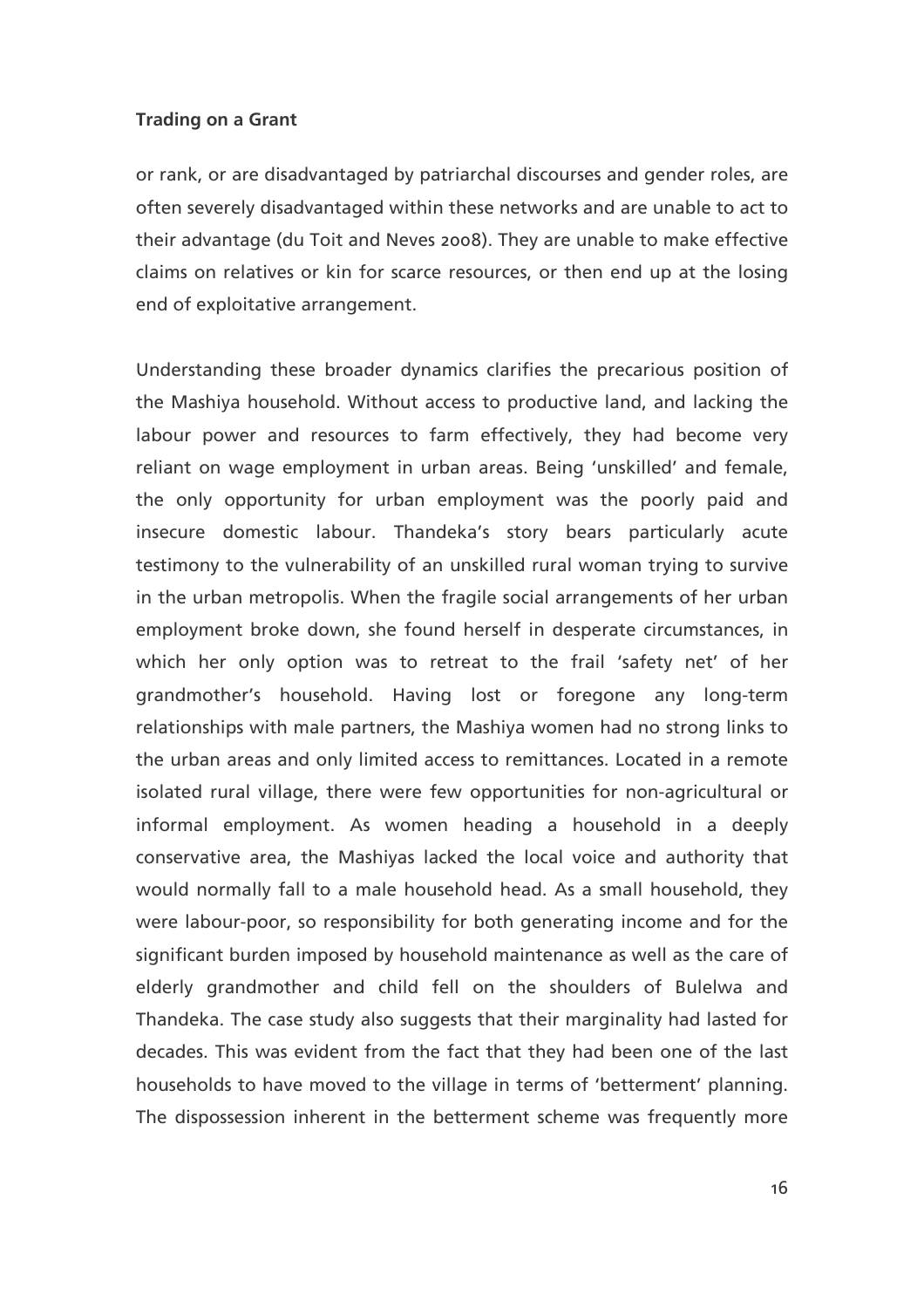or rank, or are disadvantaged by patriarchal discourses and gender roles, are often severely disadvantaged within these networks and are unable to act to their advantage (du Toit and Neves 2008). They are unable to make effective claims on relatives or kin for scarce resources, or then end up at the losing end of exploitative arrangement.

Understanding these broader dynamics clarifies the precarious position of the Mashiya household. Without access to productive land, and lacking the labour power and resources to farm effectively, they had become very reliant on wage employment in urban areas. Being 'unskilled' and female, the only opportunity for urban employment was the poorly paid and insecure domestic labour. Thandeka's story bears particularly acute testimony to the vulnerability of an unskilled rural woman trying to survive in the urban metropolis. When the fragile social arrangements of her urban employment broke down, she found herself in desperate circumstances, in which her only option was to retreat to the frail 'safety net' of her grandmother's household. Having lost or foregone any long-term relationships with male partners, the Mashiya women had no strong links to the urban areas and only limited access to remittances. Located in a remote isolated rural village, there were few opportunities for non-agricultural or informal employment. As women heading a household in a deeply conservative area, the Mashiyas lacked the local voice and authority that would normally fall to a male household head. As a small household, they were labour-poor, so responsibility for both generating income and for the significant burden imposed by household maintenance as well as the care of elderly grandmother and child fell on the shoulders of Bulelwa and Thandeka. The case study also suggests that their marginality had lasted for decades. This was evident from the fact that they had been one of the last households to have moved to the village in terms of 'betterment' planning. The dispossession inherent in the betterment scheme was frequently more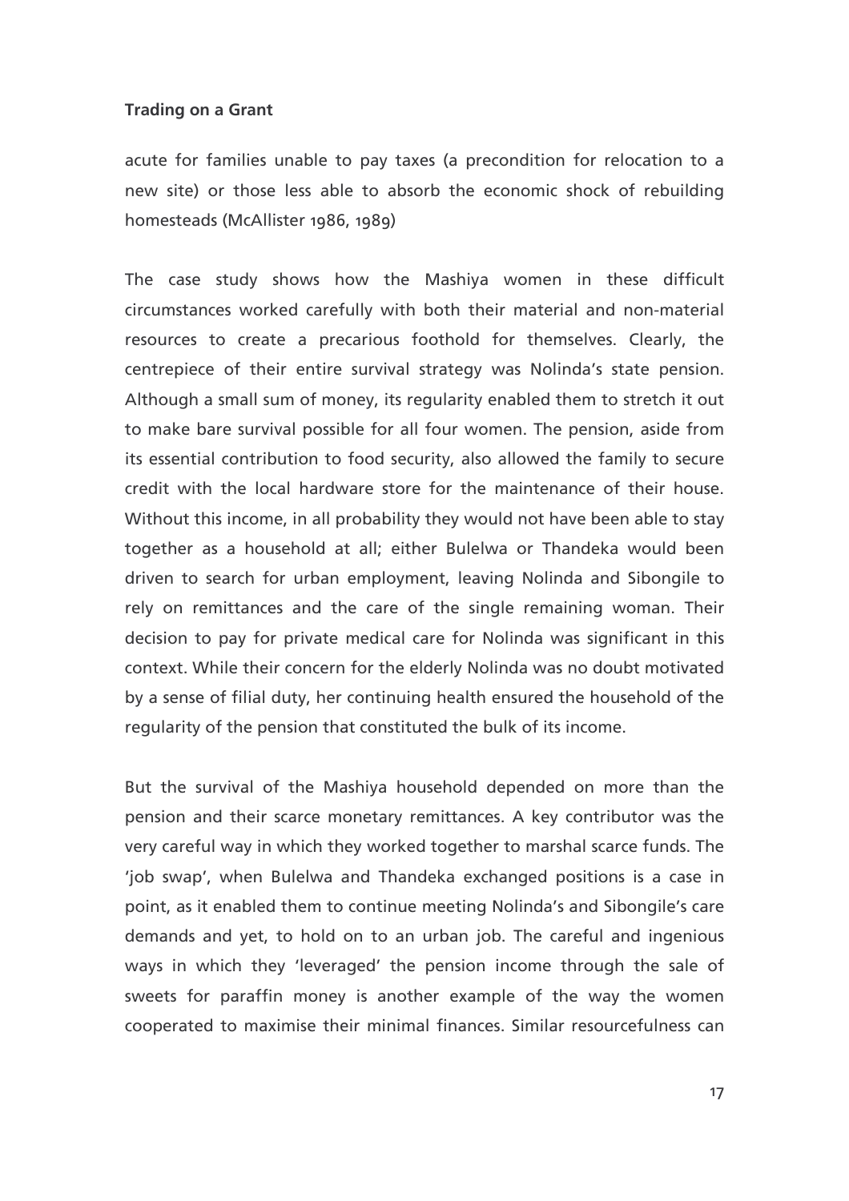acute for families unable to pay taxes (a precondition for relocation to a new site) or those less able to absorb the economic shock of rebuilding homesteads (McAllister 1986, 1989)

The case study shows how the Mashiya women in these difficult circumstances worked carefully with both their material and non-material resources to create a precarious foothold for themselves. Clearly, the centrepiece of their entire survival strategy was Nolinda's state pension. Although a small sum of money, its regularity enabled them to stretch it out to make bare survival possible for all four women. The pension, aside from its essential contribution to food security, also allowed the family to secure credit with the local hardware store for the maintenance of their house. Without this income, in all probability they would not have been able to stay together as a household at all; either Bulelwa or Thandeka would been driven to search for urban employment, leaving Nolinda and Sibongile to rely on remittances and the care of the single remaining woman. Their decision to pay for private medical care for Nolinda was significant in this context. While their concern for the elderly Nolinda was no doubt motivated by a sense of filial duty, her continuing health ensured the household of the regularity of the pension that constituted the bulk of its income.

But the survival of the Mashiya household depended on more than the pension and their scarce monetary remittances. A key contributor was the very careful way in which they worked together to marshal scarce funds. The 'job swap', when Bulelwa and Thandeka exchanged positions is a case in point, as it enabled them to continue meeting Nolinda's and Sibongile's care demands and yet, to hold on to an urban job. The careful and ingenious ways in which they 'leveraged' the pension income through the sale of sweets for paraffin money is another example of the way the women cooperated to maximise their minimal finances. Similar resourcefulness can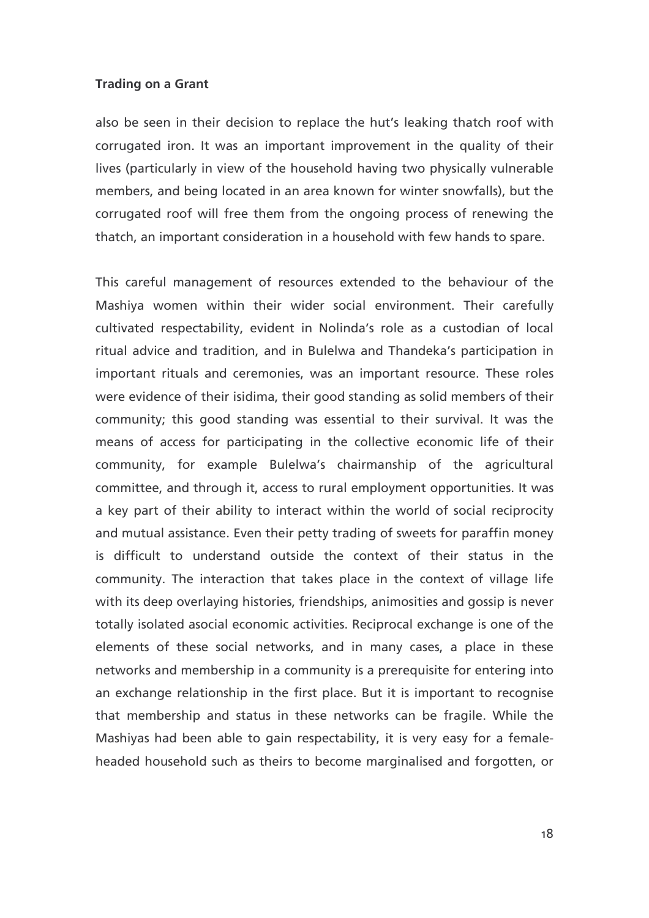also be seen in their decision to replace the hut's leaking thatch roof with corrugated iron. It was an important improvement in the quality of their lives (particularly in view of the household having two physically vulnerable members, and being located in an area known for winter snowfalls), but the corrugated roof will free them from the ongoing process of renewing the thatch, an important consideration in a household with few hands to spare.

This careful management of resources extended to the behaviour of the Mashiya women within their wider social environment. Their carefully cultivated respectability, evident in Nolinda's role as a custodian of local ritual advice and tradition, and in Bulelwa and Thandeka's participation in important rituals and ceremonies, was an important resource. These roles were evidence of their isidima, their good standing as solid members of their community; this good standing was essential to their survival. It was the means of access for participating in the collective economic life of their community, for example Bulelwa's chairmanship of the agricultural committee, and through it, access to rural employment opportunities. It was a key part of their ability to interact within the world of social reciprocity and mutual assistance. Even their petty trading of sweets for paraffin money is difficult to understand outside the context of their status in the community. The interaction that takes place in the context of village life with its deep overlaying histories, friendships, animosities and gossip is never totally isolated asocial economic activities. Reciprocal exchange is one of the elements of these social networks, and in many cases, a place in these networks and membership in a community is a prerequisite for entering into an exchange relationship in the first place. But it is important to recognise that membership and status in these networks can be fragile. While the Mashiyas had been able to gain respectability, it is very easy for a female-headed household such as theirs to become marginalised and forgotten, or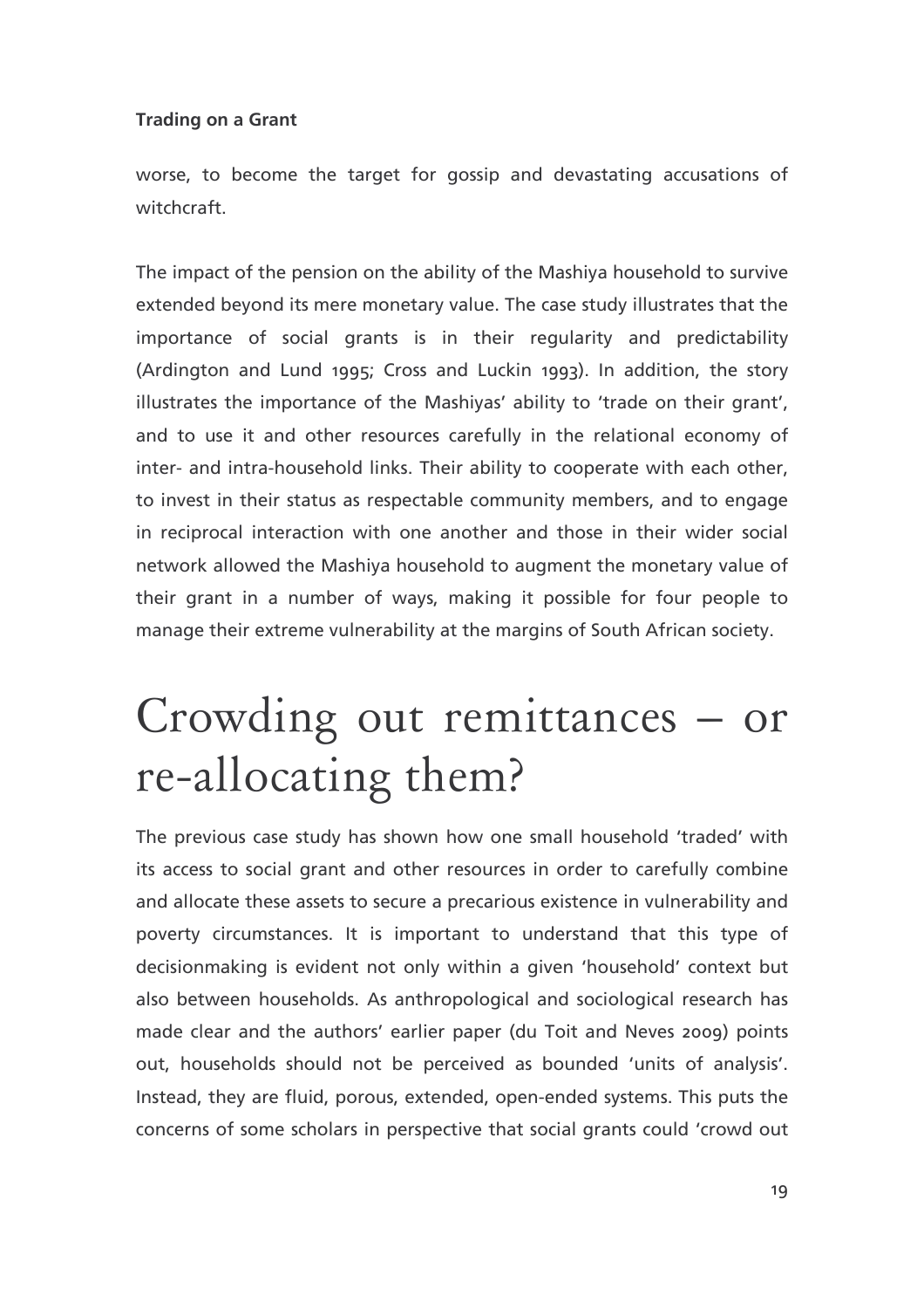worse, to become the target for gossip and devastating accusations of witchcraft.

The impact of the pension on the ability of the Mashiya household to survive extended beyond its mere monetary value. The case study illustrates that the importance of social grants is in their regularity and predictability (Ardington and Lund 1995; Cross and Luckin 1993). In addition, the story illustrates the importance of the Mashiyas' ability to 'trade on their grant', and to use it and other resources carefully in the relational economy of inter- and intra-household links. Their ability to cooperate with each other, to invest in their status as respectable community members, and to engage in reciprocal interaction with one another and those in their wider social network allowed the Mashiya household to augment the monetary value of their grant in a number of ways, making it possible for four people to manage their extreme vulnerability at the margins of South African society.

# Crowding out remittances – or re-allocating them?

The previous case study has shown how one small household 'traded' with its access to social grant and other resources in order to carefully combine and allocate these assets to secure a precarious existence in vulnerability and poverty circumstances. It is important to understand that this type of decisionmaking is evident not only within a given 'household' context but also between households. As anthropological and sociological research has made clear and the authors' earlier paper (du Toit and Neves 2009) points out, households should not be perceived as bounded 'units of analysis'. Instead, they are fluid, porous, extended, open-ended systems. This puts the concerns of some scholars in perspective that social grants could 'crowd out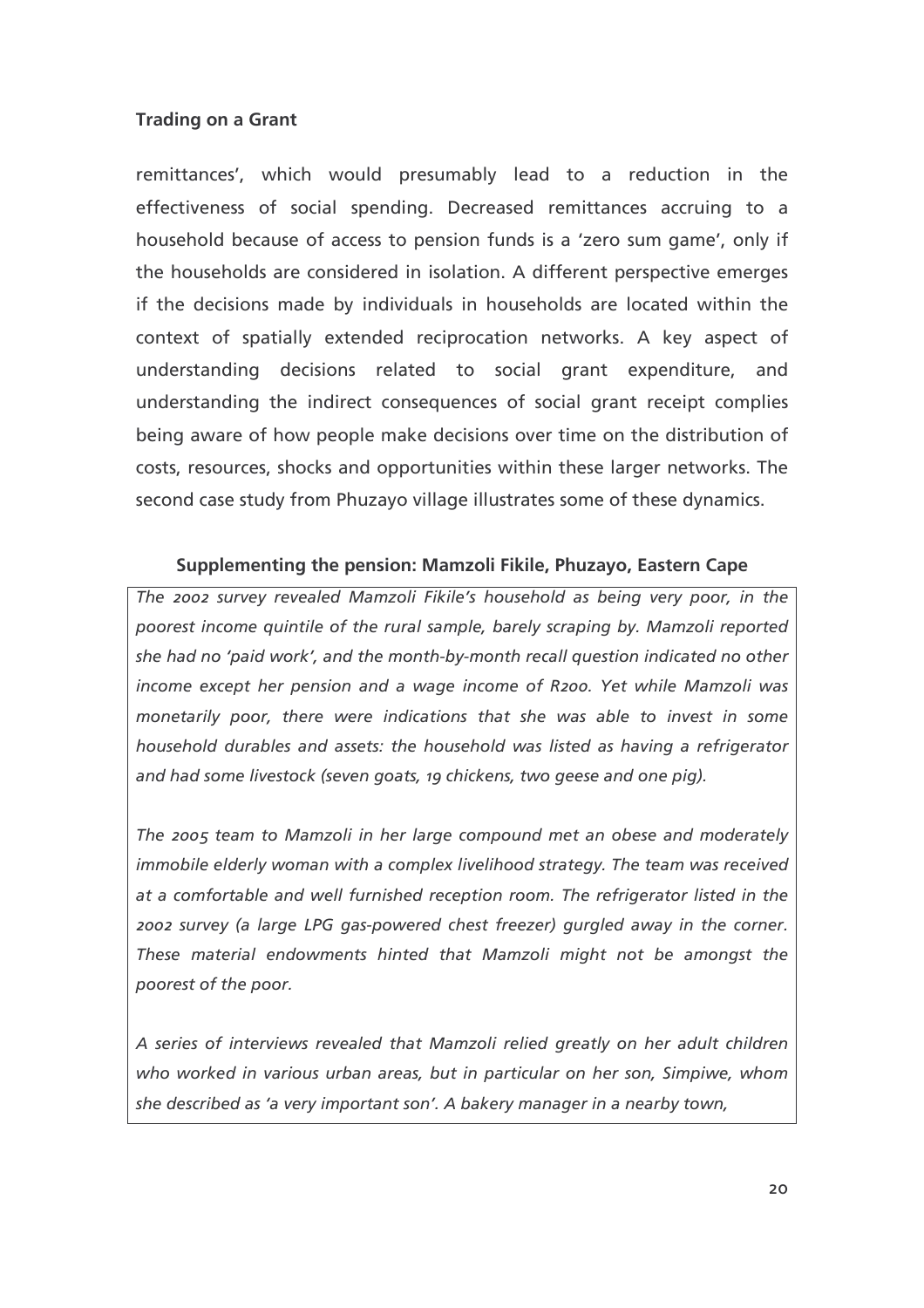remittances', which would presumably lead to a reduction in the effectiveness of social spending. Decreased remittances accruing to a household because of access to pension funds is a 'zero sum game', only if the households are considered in isolation. A different perspective emerges if the decisions made by individuals in households are located within the context of spatially extended reciprocation networks. A key aspect of understanding decisions related to social grant expenditure, and understanding the indirect consequences of social grant receipt complies being aware of how people make decisions over time on the distribution of costs, resources, shocks and opportunities within these larger networks. The second case study from Phuzayo village illustrates some of these dynamics.

**Supplementing the pension: Mamzoli Fikile, Phuzayo, Eastern Cape**

*The 2002 survey revealed Mamzoli Fikile's household as being very poor, in the poorest income quintile of the rural sample, barely scraping by. Mamzoli reported she had no 'paid work', and the month-by-month recall question indicated no other income except her pension and a wage income of R200. Yet while Mamzoli was monetarily poor, there were indications that she was able to invest in some household durables and assets: the household was listed as having a refrigerator and had some livestock (seven goats, 19 chickens, two geese and one pig).*

*The 2005 team to Mamzoli in her large compound met an obese and moderately immobile elderly woman with a complex livelihood strategy. The team was received at a comfortable and well furnished reception room. The refrigerator listed in the 2002 survey (a large LPG gas-powered chest freezer) gurgled away in the corner. These material endowments hinted that Mamzoli might not be amongst the poorest of the poor.*

*A series of interviews revealed that Mamzoli relied greatly on her adult children who worked in various urban areas, but in particular on her son, Simpiwe, whom she described as 'a very important son'. A bakery manager in a nearby town,*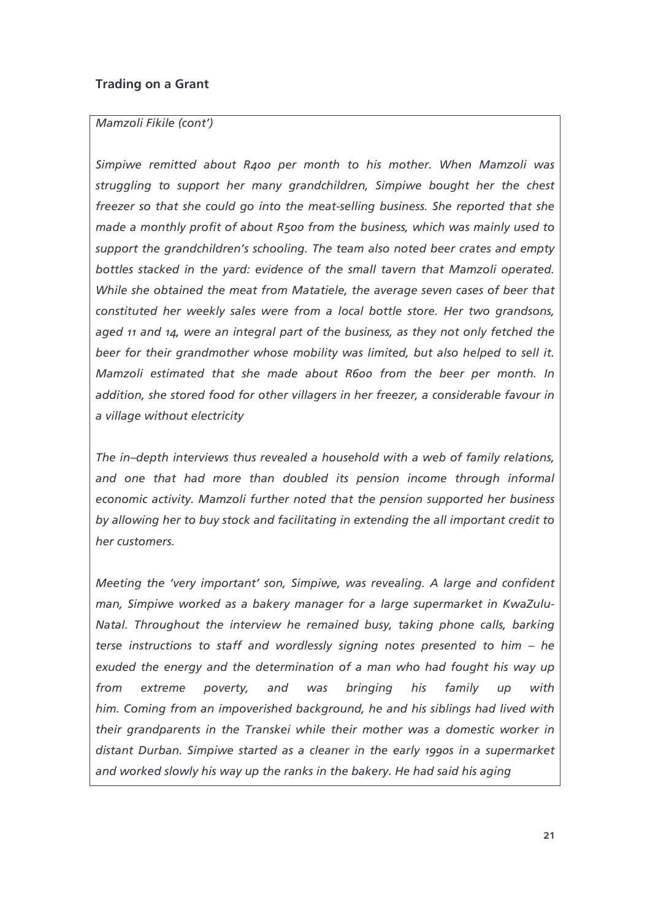**Trading on a Grant**

*Mamzoli Fikile (cont')*

*Simpiwe remitted about R400 per month to his mother. When Mamzoli was struggling to support her many grandchildren, Simpiwe bought her the chest freezer so that she could go into the meat-selling business. She reported that she made a monthly profit of about R500 from the business, which was mainly used to support the grandchildren's schooling. The team also noted beer crates and empty bottles stacked in the yard: evidence of the small tavern that Mamzoli operated. While she obtained the meat from Matatiele, the average seven cases of beer that constituted her weekly sales were from a local bottle store. Her two grandsons, aged 11 and 14, were an integral part of the business, as they not only fetched the beer for their grandmother whose mobility was limited, but also helped to sell it. Mamzoli estimated that she made about R600 from the beer per month. In addition, she stored food for other villagers in her freezer, a considerable favour in a village without electricity*

*The in–depth interviews thus revealed a household with a web of family relations, and one that had more than doubled its pension income through informal economic activity. Mamzoli further noted that the pension supported her business by allowing her to buy stock and facilitating in extending the all important credit to her customers.*

*Meeting the 'very important' son, Simpiwe, was revealing. A large and confident man, Simpiwe worked as a bakery manager for a large supermarket in KwaZulu-Natal. Throughout the interview he remained busy, taking phone calls, barking terse instructions to staff and wordlessly signing notes presented to him – he exuded the energy and the determination of a man who had fought his way up from extreme poverty, and was bringing his family up with him. Coming from an impoverished background, he and his siblings had lived with their grandparents in the Transkei while their mother was a domestic worker in distant Durban. Simpiwe started as a cleaner in the early 1990s in a supermarket and worked slowly his way up the ranks in the bakery. He had said his aging*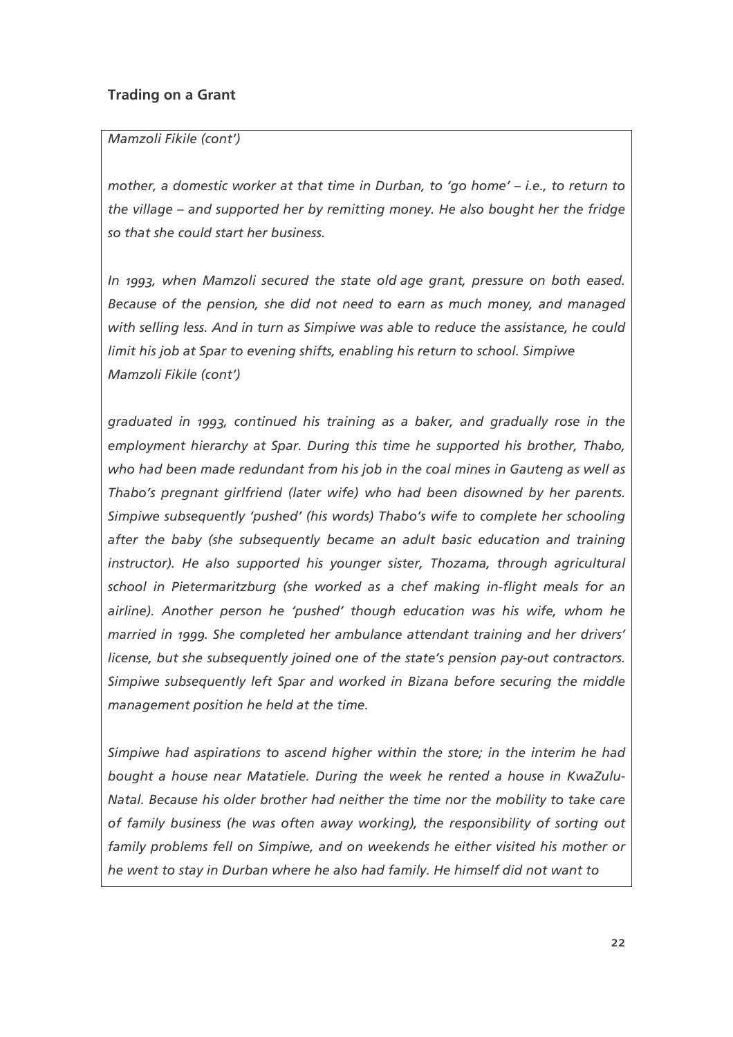## Trading on a Grant

*Mamzoli Fikile (cont')*

*mother, a domestic worker at that time in Durban, to 'go home' – i.e., to return to the village – and supported her by remitting money. He also bought her the fridge so that she could start her business.*

*In 1993, when Mamzoli secured the state old age grant, pressure on both eased. Because of the pension, she did not need to earn as much money, and managed with selling less. And in turn as Simpiwe was able to reduce the assistance, he could limit his job at Spar to evening shifts, enabling his return to school. Simpiwe*

*Mamzoli Fikile (cont')*

*graduated in 1993, continued his training as a baker, and gradually rose in the employment hierarchy at Spar. During this time he supported his brother, Thabo, who had been made redundant from his job in the coal mines in Gauteng as well as Thabo's pregnant girlfriend (later wife) who had been disowned by her parents. Simpiwe subsequently 'pushed' (his words) Thabo's wife to complete her schooling after the baby (she subsequently became an adult basic education and training instructor). He also supported his younger sister, Thozama, through agricultural school in Pietermaritzburg (she worked as a chef making in-flight meals for an airline). Another person he 'pushed' though education was his wife, whom he married in 1999. She completed her ambulance attendant training and her drivers' license, but she subsequently joined one of the state's pension pay-out contractors. Simpiwe subsequently left Spar and worked in Bizana before securing the middle management position he held at the time.*

*Simpiwe had aspirations to ascend higher within the store; in the interim he had bought a house near Matatiele. During the week he rented a house in KwaZulu-Natal. Because his older brother had neither the time nor the mobility to take care of family business (he was often away working), the responsibility of sorting out family problems fell on Simpiwe, and on weekends he either visited his mother or he went to stay in Durban where he also had family. He himself did not want to*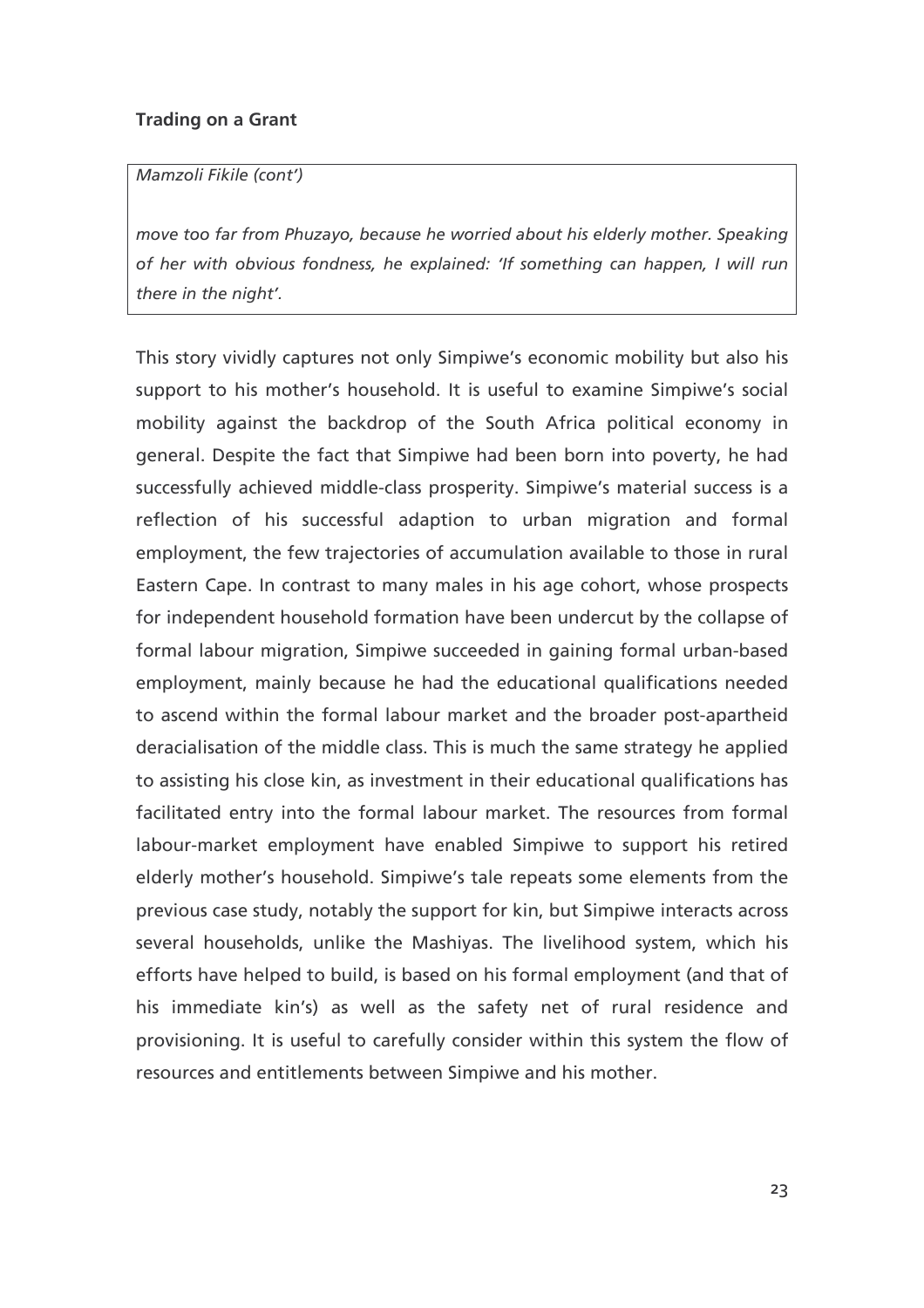*Mamzoli Fikile (cont')*

*move too far from Phuzayo, because he worried about his elderly mother. Speaking of her with obvious fondness, he explained: 'If something can happen, I will run there in the night'.*

This story vividly captures not only Simpiwe's economic mobility but also his support to his mother's household. It is useful to examine Simpiwe's social mobility against the backdrop of the South Africa political economy in general. Despite the fact that Simpiwe had been born into poverty, he had successfully achieved middle-class prosperity. Simpiwe's material success is a reflection of his successful adaption to urban migration and formal employment, the few trajectories of accumulation available to those in rural Eastern Cape. In contrast to many males in his age cohort, whose prospects for independent household formation have been undercut by the collapse of formal labour migration, Simpiwe succeeded in gaining formal urban-based employment, mainly because he had the educational qualifications needed to ascend within the formal labour market and the broader post-apartheid deracialisation of the middle class. This is much the same strategy he applied to assisting his close kin, as investment in their educational qualifications has facilitated entry into the formal labour market. The resources from formal labour-market employment have enabled Simpiwe to support his retired elderly mother's household. Simpiwe's tale repeats some elements from the previous case study, notably the support for kin, but Simpiwe interacts across several households, unlike the Mashiyas. The livelihood system, which his efforts have helped to build, is based on his formal employment (and that of his immediate kin's) as well as the safety net of rural residence and provisioning. It is useful to carefully consider within this system the flow of resources and entitlements between Simpiwe and his mother.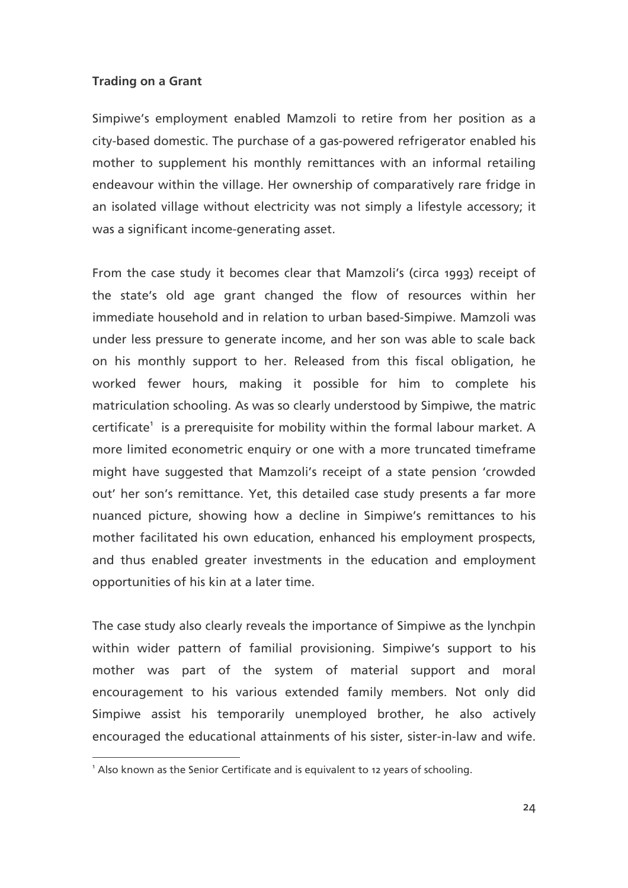**Trading on a Grant**

Simpiwe's employment enabled Mamzoli to retire from her position as a city-based domestic. The purchase of a gas-powered refrigerator enabled his mother to supplement his monthly remittances with an informal retailing endeavour within the village. Her ownership of comparatively rare fridge in an isolated village without electricity was not simply a lifestyle accessory; it was a significant income-generating asset.

From the case study it becomes clear that Mamzoli's (circa 1993) receipt of the state's old age grant changed the flow of resources within her immediate household and in relation to urban based-Simpiwe. Mamzoli was under less pressure to generate income, and her son was able to scale back on his monthly support to her. Released from this fiscal obligation, he worked fewer hours, making it possible for him to complete his matriculation schooling. As was so clearly understood by Simpiwe, the matric certificate[1] is a prerequisite for mobility within the formal labour market. A more limited econometric enquiry or one with a more truncated timeframe might have suggested that Mamzoli's receipt of a state pension 'crowded out' her son's remittance. Yet, this detailed case study presents a far more nuanced picture, showing how a decline in Simpiwe's remittances to his mother facilitated his own education, enhanced his employment prospects, and thus enabled greater investments in the education and employment opportunities of his kin at a later time.

The case study also clearly reveals the importance of Simpiwe as the lynchpin within wider pattern of familial provisioning. Simpiwe's support to his mother was part of the system of material support and moral encouragement to his various extended family members. Not only did Simpiwe assist his temporarily unemployed brother, he also actively encouraged the educational attainments of his sister, sister-in-law and wife.

[1] Also known as the Senior Certificate and is equivalent to 12 years of schooling.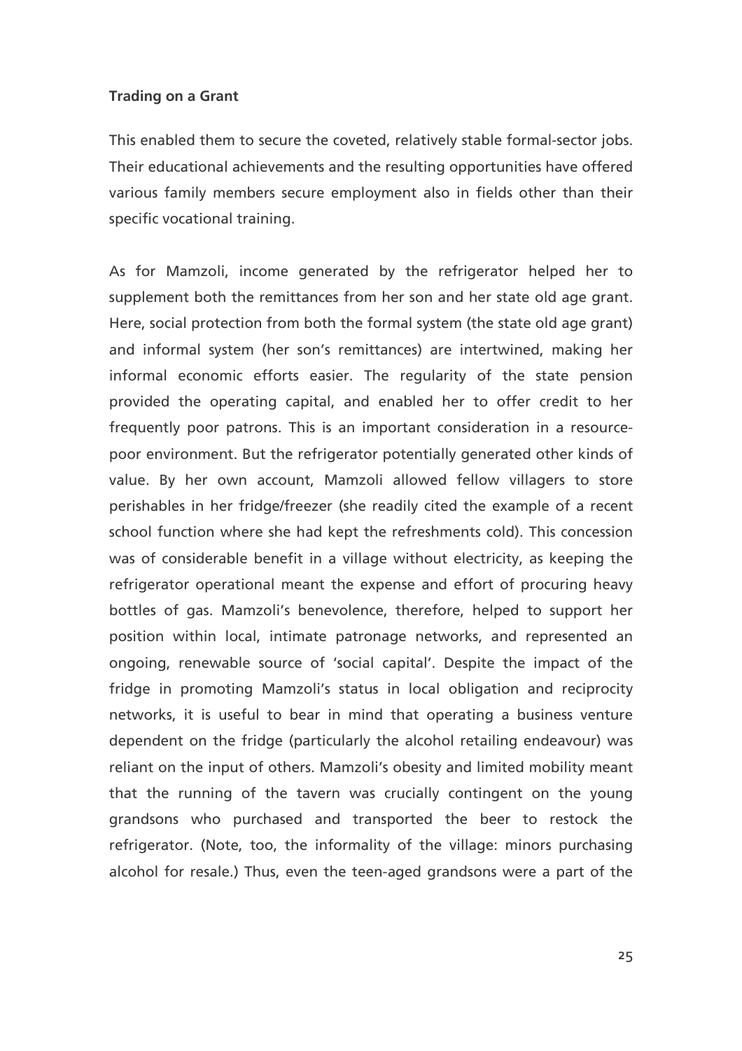This enabled them to secure the coveted, relatively stable formal-sector jobs. Their educational achievements and the resulting opportunities have offered various family members secure employment also in fields other than their specific vocational training.

As for Mamzoli, income generated by the refrigerator helped her to supplement both the remittances from her son and her state old age grant. Here, social protection from both the formal system (the state old age grant) and informal system (her son's remittances) are intertwined, making her informal economic efforts easier. The regularity of the state pension provided the operating capital, and enabled her to offer credit to her frequently poor patrons. This is an important consideration in a resource-poor environment. But the refrigerator potentially generated other kinds of value. By her own account, Mamzoli allowed fellow villagers to store perishables in her fridge/freezer (she readily cited the example of a recent school function where she had kept the refreshments cold). This concession was of considerable benefit in a village without electricity, as keeping the refrigerator operational meant the expense and effort of procuring heavy bottles of gas. Mamzoli's benevolence, therefore, helped to support her position within local, intimate patronage networks, and represented an ongoing, renewable source of 'social capital'. Despite the impact of the fridge in promoting Mamzoli's status in local obligation and reciprocity networks, it is useful to bear in mind that operating a business venture dependent on the fridge (particularly the alcohol retailing endeavour) was reliant on the input of others. Mamzoli's obesity and limited mobility meant that the running of the tavern was crucially contingent on the young grandsons who purchased and transported the beer to restock the refrigerator. (Note, too, the informality of the village: minors purchasing alcohol for resale.) Thus, even the teen-aged grandsons were a part of the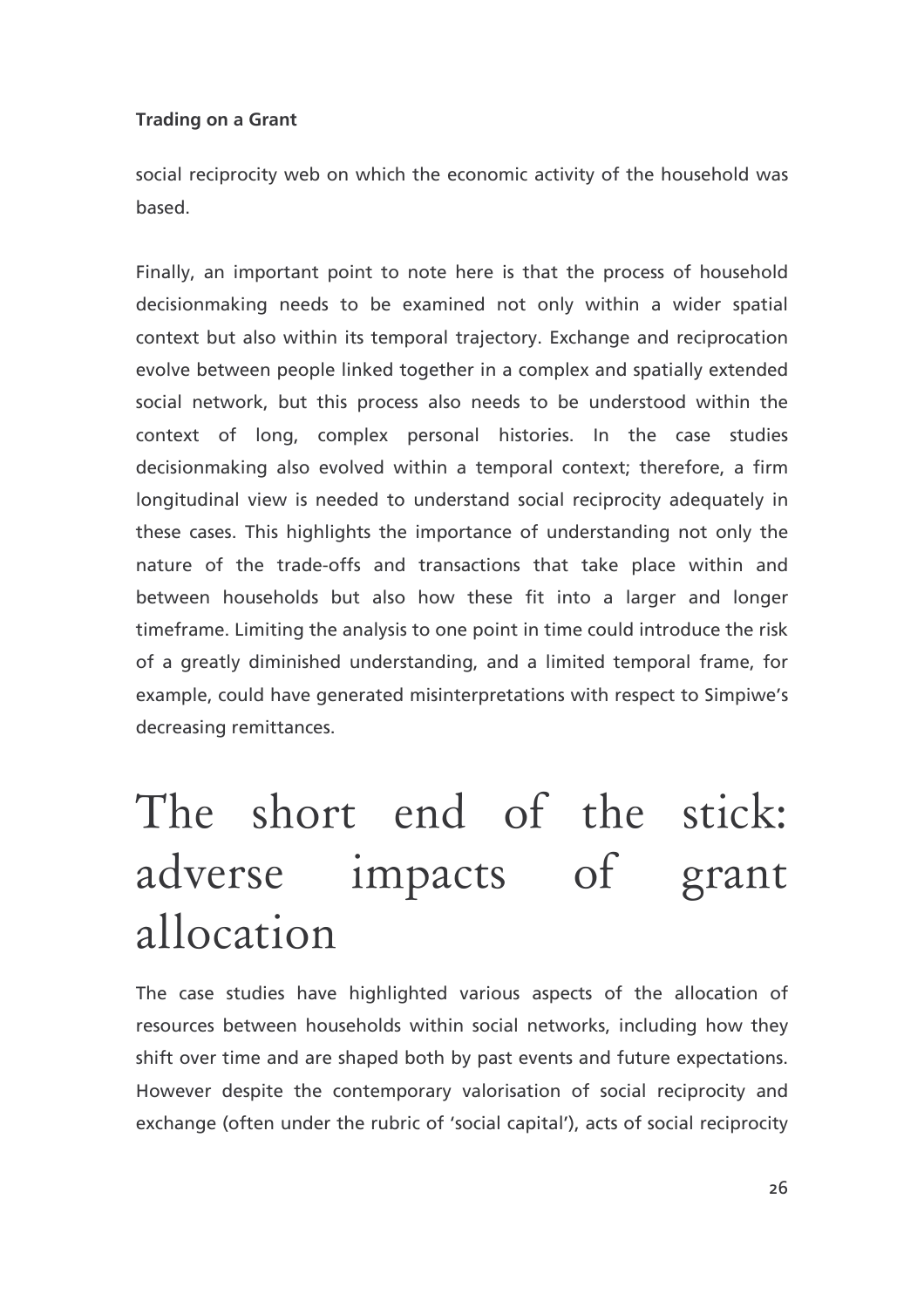social reciprocity web on which the economic activity of the household was based.

Finally, an important point to note here is that the process of household decisionmaking needs to be examined not only within a wider spatial context but also within its temporal trajectory. Exchange and reciprocation evolve between people linked together in a complex and spatially extended social network, but this process also needs to be understood within the context of long, complex personal histories. In the case studies decisionmaking also evolved within a temporal context; therefore, a firm longitudinal view is needed to understand social reciprocity adequately in these cases. This highlights the importance of understanding not only the nature of the trade-offs and transactions that take place within and between households but also how these fit into a larger and longer timeframe. Limiting the analysis to one point in time could introduce the risk of a greatly diminished understanding, and a limited temporal frame, for example, could have generated misinterpretations with respect to Simpiwe's decreasing remittances.

# The short end of the stick: adverse impacts of grant allocation

The case studies have highlighted various aspects of the allocation of resources between households within social networks, including how they shift over time and are shaped both by past events and future expectations. However despite the contemporary valorisation of social reciprocity and exchange (often under the rubric of 'social capital'), acts of social reciprocity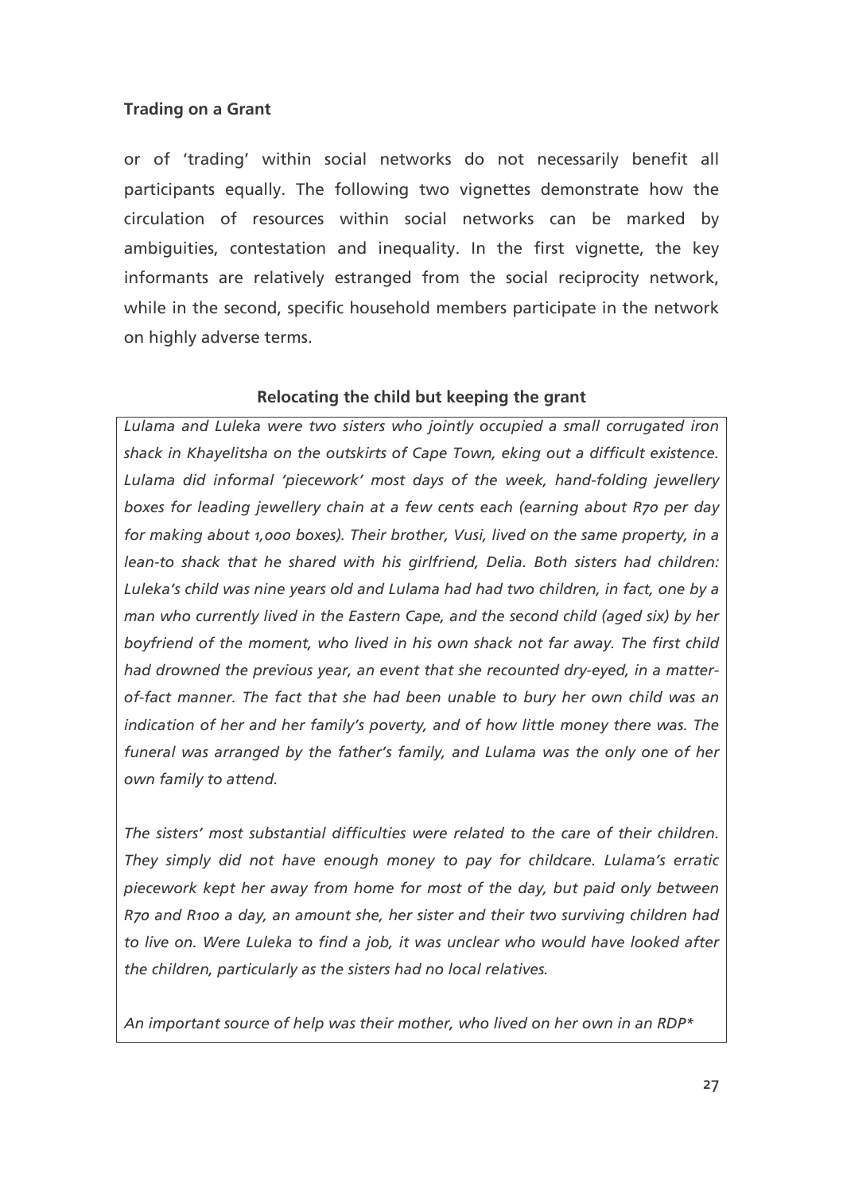or of 'trading' within social networks do not necessarily benefit all participants equally. The following two vignettes demonstrate how the circulation of resources within social networks can be marked by ambiguities, contestation and inequality. In the first vignette, the key informants are relatively estranged from the social reciprocity network, while in the second, specific household members participate in the network on highly adverse terms.

### Relocating the child but keeping the grant

*Lulama and Luleka were two sisters who jointly occupied a small corrugated iron shack in Khayelitsha on the outskirts of Cape Town, eking out a difficult existence. Lulama did informal 'piecework' most days of the week, hand-folding jewellery boxes for leading jewellery chain at a few cents each (earning about R70 per day for making about 1,000 boxes). Their brother, Vusi, lived on the same property, in a lean-to shack that he shared with his girlfriend, Delia. Both sisters had children: Luleka's child was nine years old and Lulama had had two children, in fact, one by a man who currently lived in the Eastern Cape, and the second child (aged six) by her boyfriend of the moment, who lived in his own shack not far away. The first child had drowned the previous year, an event that she recounted dry-eyed, in a matter-of-fact manner. The fact that she had been unable to bury her own child was an indication of her and her family's poverty, and of how little money there was. The funeral was arranged by the father's family, and Lulama was the only one of her own family to attend.*

*The sisters' most substantial difficulties were related to the care of their children. They simply did not have enough money to pay for childcare. Lulama's erratic piecework kept her away from home for most of the day, but paid only between R70 and R100 a day, an amount she, her sister and their two surviving children had to live on. Were Luleka to find a job, it was unclear who would have looked after the children, particularly as the sisters had no local relatives.*

*An important source of help was their mother, who lived on her own in an RDP**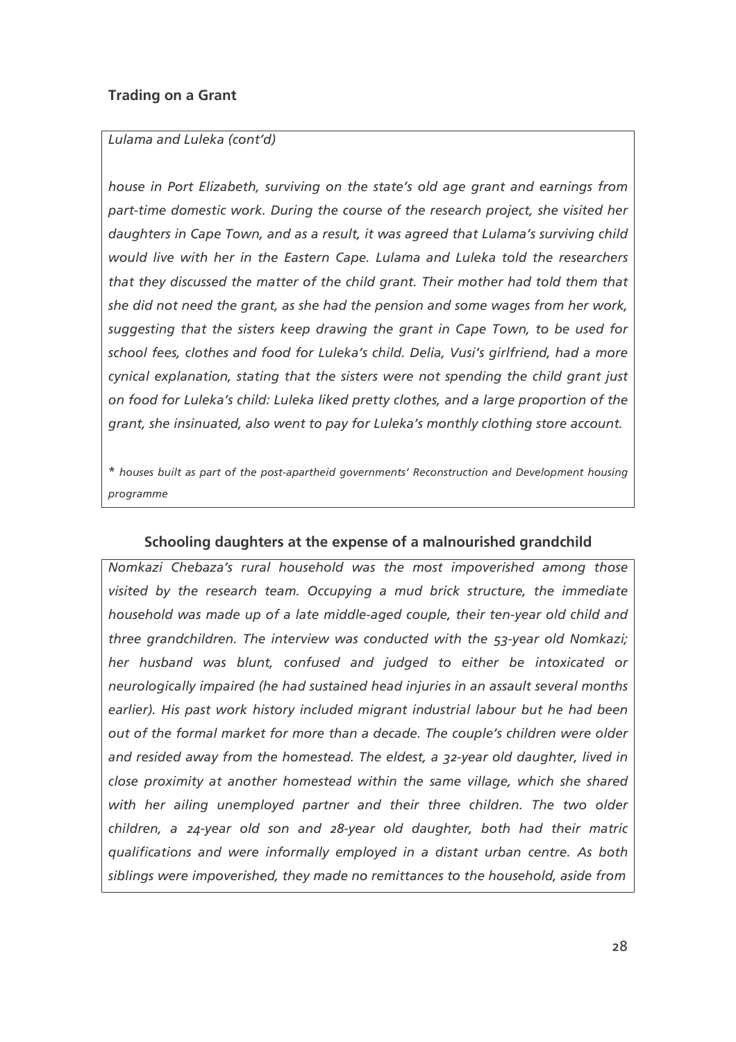### Trading on a Grant

*Lulama and Luleka (cont'd)*

*house in Port Elizabeth, surviving on the state's old age grant and earnings from part-time domestic work. During the course of the research project, she visited her daughters in Cape Town, and as a result, it was agreed that Lulama's surviving child would live with her in the Eastern Cape. Lulama and Luleka told the researchers that they discussed the matter of the child grant. Their mother had told them that she did not need the grant, as she had the pension and some wages from her work, suggesting that the sisters keep drawing the grant in Cape Town, to be used for school fees, clothes and food for Luleka's child. Delia, Vusi's girlfriend, had a more cynical explanation, stating that the sisters were not spending the child grant just on food for Luleka's child: Luleka liked pretty clothes, and a large proportion of the grant, she insinuated, also went to pay for Luleka's monthly clothing store account.*

\* *houses built as part of the post-apartheid governments' Reconstruction and Development housing programme*

### Schooling daughters at the expense of a malnourished grandchild

*Nomkazi Chebaza's rural household was the most impoverished among those visited by the research team. Occupying a mud brick structure, the immediate household was made up of a late middle-aged couple, their ten-year old child and three grandchildren. The interview was conducted with the 53-year old Nomkazi; her husband was blunt, confused and judged to either be intoxicated or neurologically impaired (he had sustained head injuries in an assault several months earlier). His past work history included migrant industrial labour but he had been out of the formal market for more than a decade. The couple's children were older and resided away from the homestead. The eldest, a 32-year old daughter, lived in close proximity at another homestead within the same village, which she shared with her ailing unemployed partner and their three children. The two older children, a 24-year old son and 28-year old daughter, both had their matric qualifications and were informally employed in a distant urban centre. As both siblings were impoverished, they made no remittances to the household, aside from*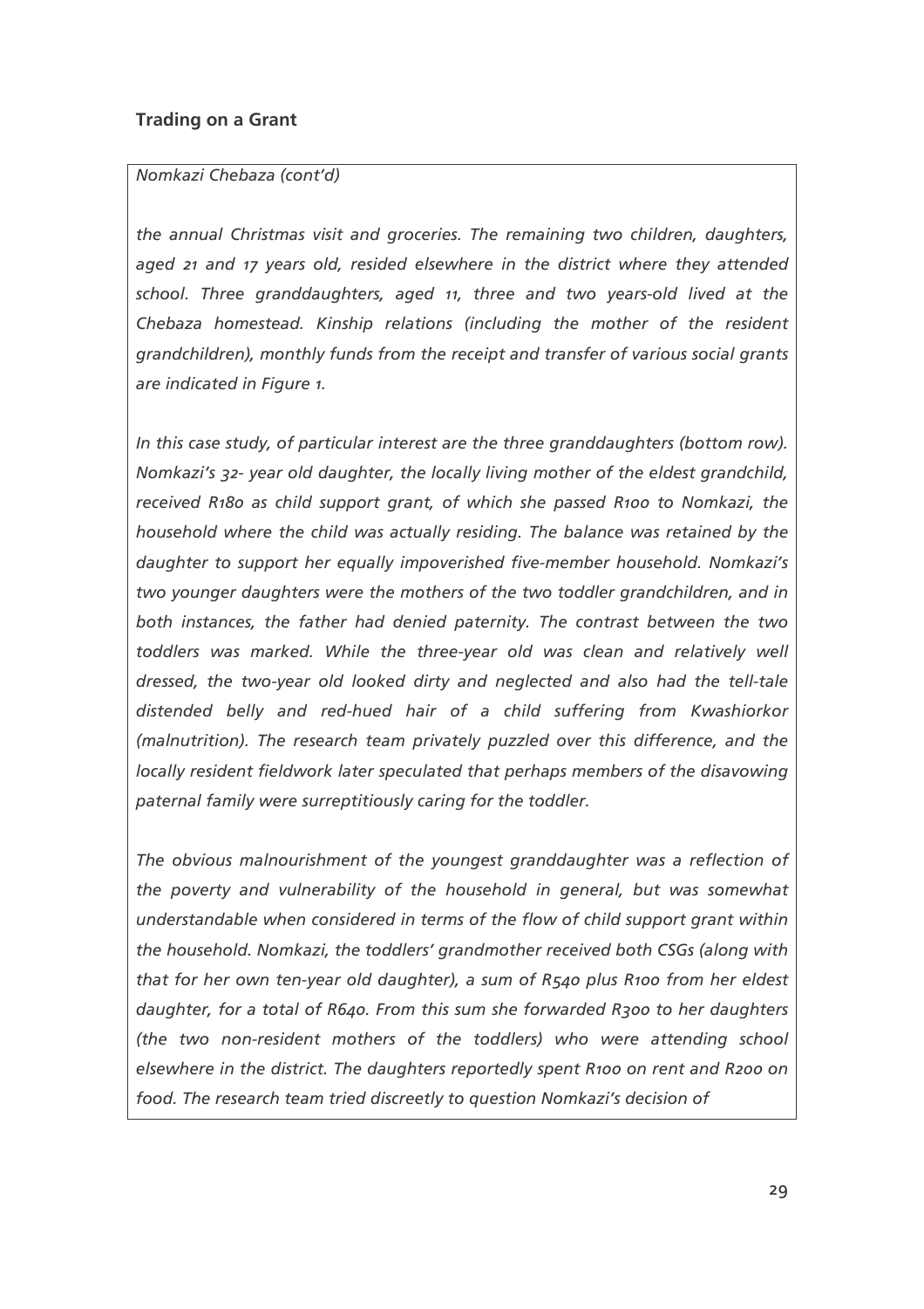## Trading on a Grant

*Nomkazi Chebaza (cont'd)*

*the annual Christmas visit and groceries. The remaining two children, daughters, aged 21 and 17 years old, resided elsewhere in the district where they attended school. Three granddaughters, aged 11, three and two years-old lived at the Chebaza homestead. Kinship relations (including the mother of the resident grandchildren), monthly funds from the receipt and transfer of various social grants are indicated in Figure 1.*

*In this case study, of particular interest are the three granddaughters (bottom row). Nomkazi's 32- year old daughter, the locally living mother of the eldest grandchild, received R180 as child support grant, of which she passed R100 to Nomkazi, the household where the child was actually residing. The balance was retained by the daughter to support her equally impoverished five-member household. Nomkazi's two younger daughters were the mothers of the two toddler grandchildren, and in both instances, the father had denied paternity. The contrast between the two toddlers was marked. While the three-year old was clean and relatively well dressed, the two-year old looked dirty and neglected and also had the tell-tale distended belly and red-hued hair of a child suffering from Kwashiorkor (malnutrition). The research team privately puzzled over this difference, and the locally resident fieldwork later speculated that perhaps members of the disavowing paternal family were surreptitiously caring for the toddler.*

*The obvious malnourishment of the youngest granddaughter was a reflection of the poverty and vulnerability of the household in general, but was somewhat understandable when considered in terms of the flow of child support grant within the household. Nomkazi, the toddlers' grandmother received both CSGs (along with that for her own ten-year old daughter), a sum of R540 plus R100 from her eldest daughter, for a total of R640. From this sum she forwarded R300 to her daughters (the two non-resident mothers of the toddlers) who were attending school elsewhere in the district. The daughters reportedly spent R100 on rent and R200 on food. The research team tried discreetly to question Nomkazi's decision of*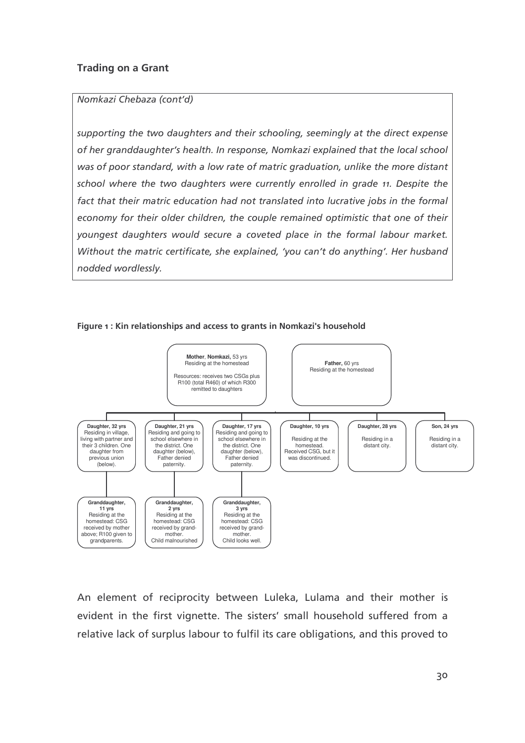*Nomkazi Chebaza (cont'd)*

*supporting the two daughters and their schooling, seemingly at the direct expense of her granddaughter's health. In response, Nomkazi explained that the local school was of poor standard, with a low rate of matric graduation, unlike the more distant school where the two daughters were currently enrolled in grade 11. Despite the fact that their matric education had not translated into lucrative jobs in the formal economy for their older children, the couple remained optimistic that one of their youngest daughters would secure a coveted place in the formal labour market. Without the matric certificate, she explained, 'you can't do anything'. Her husband nodded wordlessly.*

**Figure 1 : Kin relationships and access to grants in Nomkazi's household**

**Mother**, **Nomkazi,** 53 yrs
Residing at the homestead

Resources: receives two CSGs plus R100 (total R460) of which R300 remitted to daughters

**Father,** 60 yrs
Residing at the homestead

**Daughter, 32 yrs**
Residing in village, living with partner and their 3 children. One daughter from previous union (below).

- **Granddaughter, 11 yrs**
  Residing at the homestead: CSG received by mother above; R100 given to grandparents.

**Daughter, 21 yrs**
Residing and going to school elsewhere in the district. One daughter (below), Father denied paternity.

- **Granddaughter, 2 yrs**
  Residing at the homestead: CSG received by grand-mother.
  Child malnourished

**Daughter, 17 yrs**
Residing and going to school elsewhere in the district. One daughter (below), Father denied paternity.

- **Granddaughter, 3 yrs**
  Residing at the homestead: CSG received by grand-mother.
  Child looks well.

**Daughter, 10 yrs**
Residing at the homestead. Received CSG, but it was discontinued.

**Daughter, 28 yrs**
Residing in a distant city.

**Son, 24 yrs**
Residing in a distant city.

An element of reciprocity between Luleka, Lulama and their mother is evident in the first vignette. The sisters' small household suffered from a relative lack of surplus labour to fulfil its care obligations, and this proved to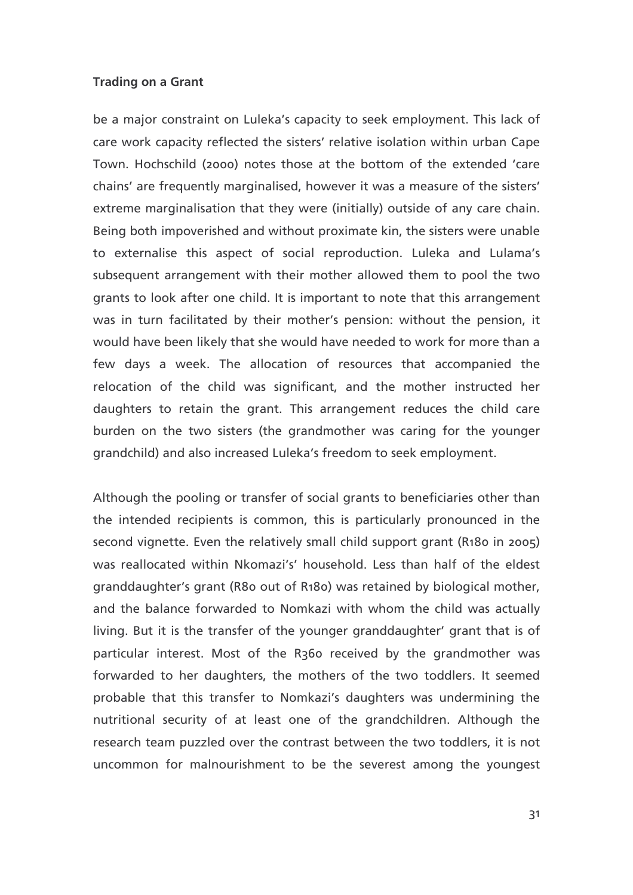be a major constraint on Luleka's capacity to seek employment. This lack of care work capacity reflected the sisters' relative isolation within urban Cape Town. Hochschild (2000) notes those at the bottom of the extended 'care chains' are frequently marginalised, however it was a measure of the sisters' extreme marginalisation that they were (initially) outside of any care chain. Being both impoverished and without proximate kin, the sisters were unable to externalise this aspect of social reproduction. Luleka and Lulama's subsequent arrangement with their mother allowed them to pool the two grants to look after one child. It is important to note that this arrangement was in turn facilitated by their mother's pension: without the pension, it would have been likely that she would have needed to work for more than a few days a week. The allocation of resources that accompanied the relocation of the child was significant, and the mother instructed her daughters to retain the grant. This arrangement reduces the child care burden on the two sisters (the grandmother was caring for the younger grandchild) and also increased Luleka's freedom to seek employment.

Although the pooling or transfer of social grants to beneficiaries other than the intended recipients is common, this is particularly pronounced in the second vignette. Even the relatively small child support grant (R180 in 2005) was reallocated within Nkomazi's' household. Less than half of the eldest granddaughter's grant (R80 out of R180) was retained by biological mother, and the balance forwarded to Nomkazi with whom the child was actually living. But it is the transfer of the younger granddaughter' grant that is of particular interest. Most of the R360 received by the grandmother was forwarded to her daughters, the mothers of the two toddlers. It seemed probable that this transfer to Nomkazi's daughters was undermining the nutritional security of at least one of the grandchildren. Although the research team puzzled over the contrast between the two toddlers, it is not uncommon for malnourishment to be the severest among the youngest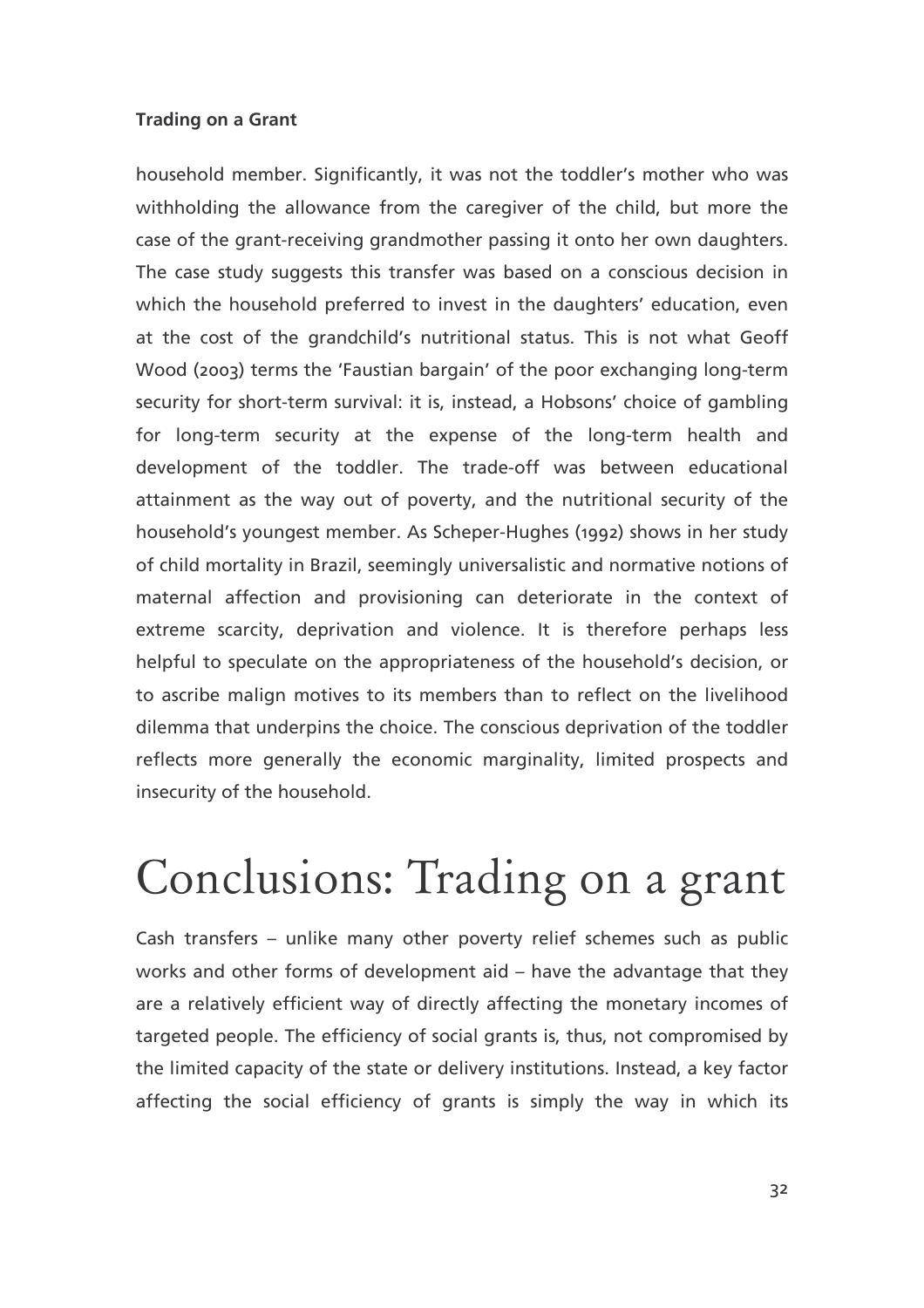household member. Significantly, it was not the toddler's mother who was withholding the allowance from the caregiver of the child, but more the case of the grant-receiving grandmother passing it onto her own daughters. The case study suggests this transfer was based on a conscious decision in which the household preferred to invest in the daughters' education, even at the cost of the grandchild's nutritional status. This is not what Geoff Wood (2003) terms the 'Faustian bargain' of the poor exchanging long-term security for short-term survival: it is, instead, a Hobsons' choice of gambling for long-term security at the expense of the long-term health and development of the toddler. The trade-off was between educational attainment as the way out of poverty, and the nutritional security of the household's youngest member. As Scheper-Hughes (1992) shows in her study of child mortality in Brazil, seemingly universalistic and normative notions of maternal affection and provisioning can deteriorate in the context of extreme scarcity, deprivation and violence. It is therefore perhaps less helpful to speculate on the appropriateness of the household's decision, or to ascribe malign motives to its members than to reflect on the livelihood dilemma that underpins the choice. The conscious deprivation of the toddler reflects more generally the economic marginality, limited prospects and insecurity of the household.

# Conclusions: Trading on a grant

Cash transfers – unlike many other poverty relief schemes such as public works and other forms of development aid – have the advantage that they are a relatively efficient way of directly affecting the monetary incomes of targeted people. The efficiency of social grants is, thus, not compromised by the limited capacity of the state or delivery institutions. Instead, a key factor affecting the social efficiency of grants is simply the way in which its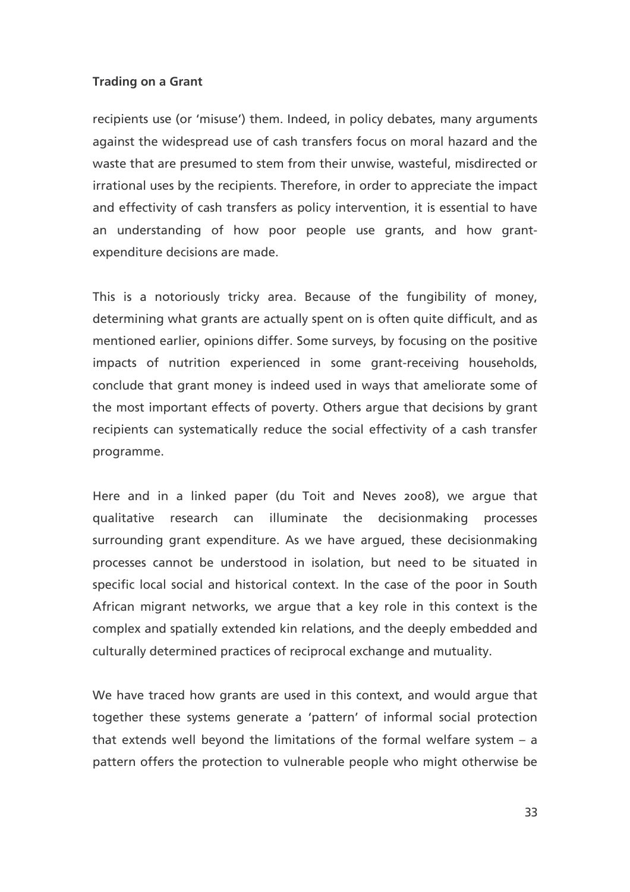recipients use (or 'misuse') them. Indeed, in policy debates, many arguments against the widespread use of cash transfers focus on moral hazard and the waste that are presumed to stem from their unwise, wasteful, misdirected or irrational uses by the recipients. Therefore, in order to appreciate the impact and effectivity of cash transfers as policy intervention, it is essential to have an understanding of how poor people use grants, and how grant-expenditure decisions are made.

This is a notoriously tricky area. Because of the fungibility of money, determining what grants are actually spent on is often quite difficult, and as mentioned earlier, opinions differ. Some surveys, by focusing on the positive impacts of nutrition experienced in some grant-receiving households, conclude that grant money is indeed used in ways that ameliorate some of the most important effects of poverty. Others argue that decisions by grant recipients can systematically reduce the social effectivity of a cash transfer programme.

Here and in a linked paper (du Toit and Neves 2008), we argue that qualitative research can illuminate the decisionmaking processes surrounding grant expenditure. As we have argued, these decisionmaking processes cannot be understood in isolation, but need to be situated in specific local social and historical context. In the case of the poor in South African migrant networks, we argue that a key role in this context is the complex and spatially extended kin relations, and the deeply embedded and culturally determined practices of reciprocal exchange and mutuality.

We have traced how grants are used in this context, and would argue that together these systems generate a 'pattern' of informal social protection that extends well beyond the limitations of the formal welfare system – a pattern offers the protection to vulnerable people who might otherwise be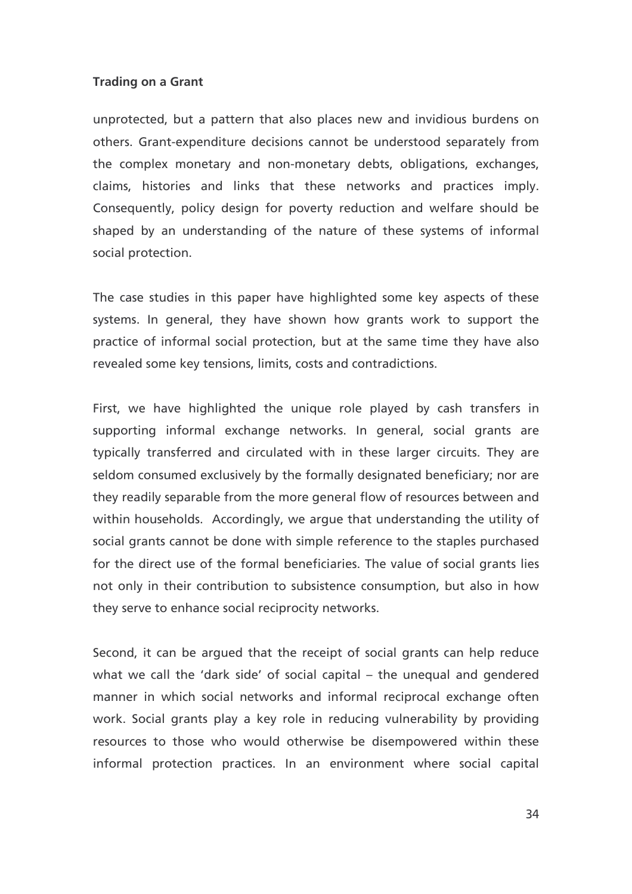unprotected, but a pattern that also places new and invidious burdens on others. Grant-expenditure decisions cannot be understood separately from the complex monetary and non-monetary debts, obligations, exchanges, claims, histories and links that these networks and practices imply. Consequently, policy design for poverty reduction and welfare should be shaped by an understanding of the nature of these systems of informal social protection.

The case studies in this paper have highlighted some key aspects of these systems. In general, they have shown how grants work to support the practice of informal social protection, but at the same time they have also revealed some key tensions, limits, costs and contradictions.

First, we have highlighted the unique role played by cash transfers in supporting informal exchange networks. In general, social grants are typically transferred and circulated with in these larger circuits. They are seldom consumed exclusively by the formally designated beneficiary; nor are they readily separable from the more general flow of resources between and within households. Accordingly, we argue that understanding the utility of social grants cannot be done with simple reference to the staples purchased for the direct use of the formal beneficiaries. The value of social grants lies not only in their contribution to subsistence consumption, but also in how they serve to enhance social reciprocity networks.

Second, it can be argued that the receipt of social grants can help reduce what we call the 'dark side' of social capital – the unequal and gendered manner in which social networks and informal reciprocal exchange often work. Social grants play a key role in reducing vulnerability by providing resources to those who would otherwise be disempowered within these informal protection practices. In an environment where social capital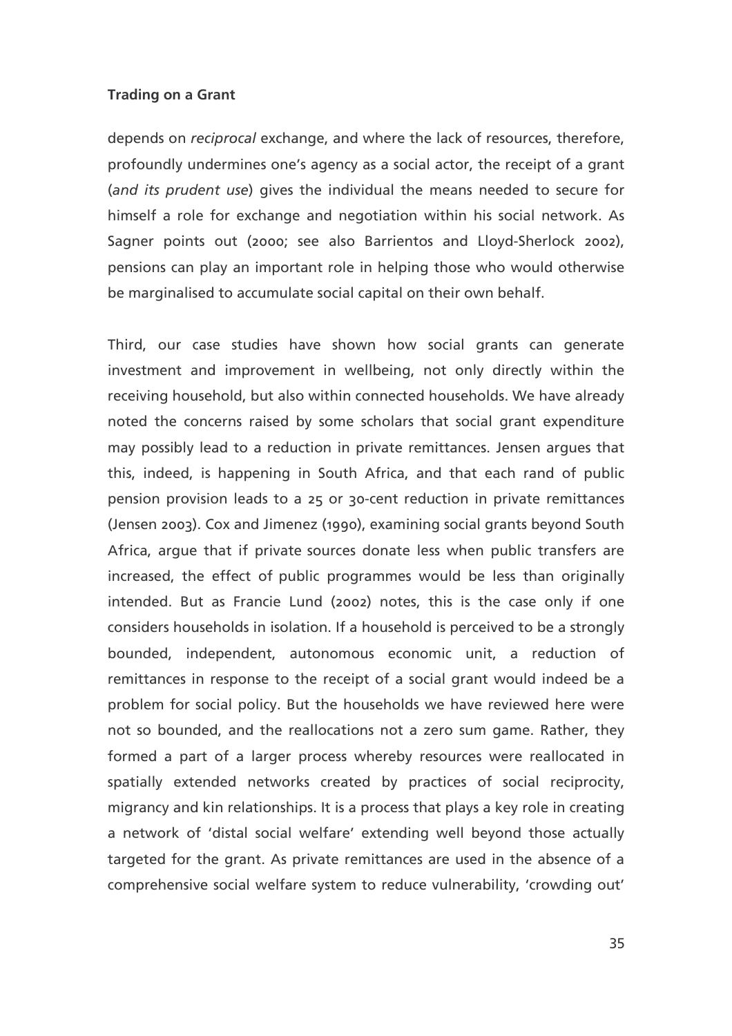depends on *reciprocal* exchange, and where the lack of resources, therefore, profoundly undermines one's agency as a social actor, the receipt of a grant (*and its prudent use*) gives the individual the means needed to secure for himself a role for exchange and negotiation within his social network. As Sagner points out (2000; see also Barrientos and Lloyd-Sherlock 2002), pensions can play an important role in helping those who would otherwise be marginalised to accumulate social capital on their own behalf.

Third, our case studies have shown how social grants can generate investment and improvement in wellbeing, not only directly within the receiving household, but also within connected households. We have already noted the concerns raised by some scholars that social grant expenditure may possibly lead to a reduction in private remittances. Jensen argues that this, indeed, is happening in South Africa, and that each rand of public pension provision leads to a 25 or 30-cent reduction in private remittances (Jensen 2003). Cox and Jimenez (1990), examining social grants beyond South Africa, argue that if private sources donate less when public transfers are increased, the effect of public programmes would be less than originally intended. But as Francie Lund (2002) notes, this is the case only if one considers households in isolation. If a household is perceived to be a strongly bounded, independent, autonomous economic unit, a reduction of remittances in response to the receipt of a social grant would indeed be a problem for social policy. But the households we have reviewed here were not so bounded, and the reallocations not a zero sum game. Rather, they formed a part of a larger process whereby resources were reallocated in spatially extended networks created by practices of social reciprocity, migrancy and kin relationships. It is a process that plays a key role in creating a network of 'distal social welfare' extending well beyond those actually targeted for the grant. As private remittances are used in the absence of a comprehensive social welfare system to reduce vulnerability, 'crowding out'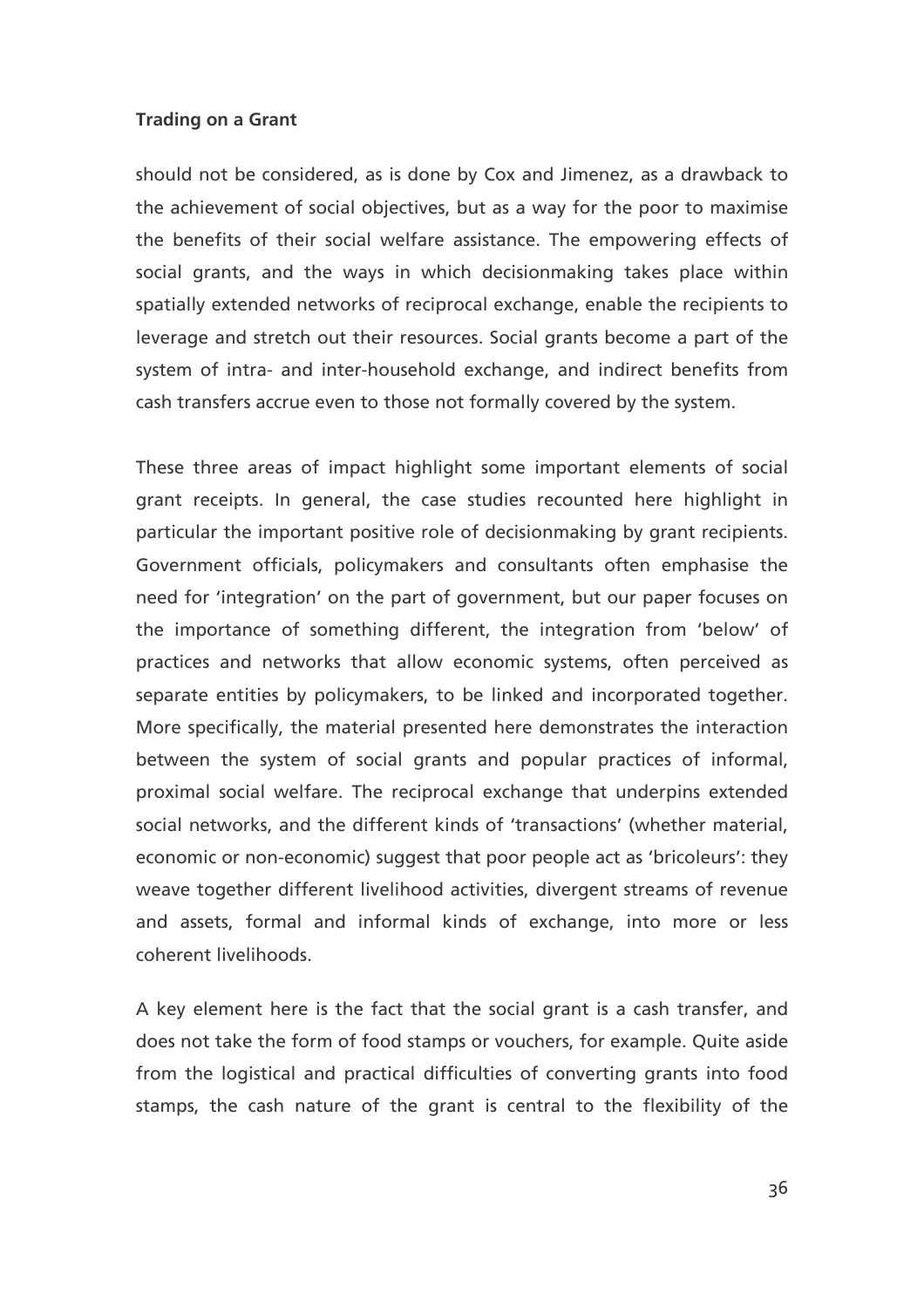should not be considered, as is done by Cox and Jimenez, as a drawback to the achievement of social objectives, but as a way for the poor to maximise the benefits of their social welfare assistance. The empowering effects of social grants, and the ways in which decisionmaking takes place within spatially extended networks of reciprocal exchange, enable the recipients to leverage and stretch out their resources. Social grants become a part of the system of intra- and inter-household exchange, and indirect benefits from cash transfers accrue even to those not formally covered by the system.

These three areas of impact highlight some important elements of social grant receipts. In general, the case studies recounted here highlight in particular the important positive role of decisionmaking by grant recipients. Government officials, policymakers and consultants often emphasise the need for 'integration' on the part of government, but our paper focuses on the importance of something different, the integration from 'below' of practices and networks that allow economic systems, often perceived as separate entities by policymakers, to be linked and incorporated together. More specifically, the material presented here demonstrates the interaction between the system of social grants and popular practices of informal, proximal social welfare. The reciprocal exchange that underpins extended social networks, and the different kinds of 'transactions' (whether material, economic or non-economic) suggest that poor people act as 'bricoleurs': they weave together different livelihood activities, divergent streams of revenue and assets, formal and informal kinds of exchange, into more or less coherent livelihoods.

A key element here is the fact that the social grant is a cash transfer, and does not take the form of food stamps or vouchers, for example. Quite aside from the logistical and practical difficulties of converting grants into food stamps, the cash nature of the grant is central to the flexibility of the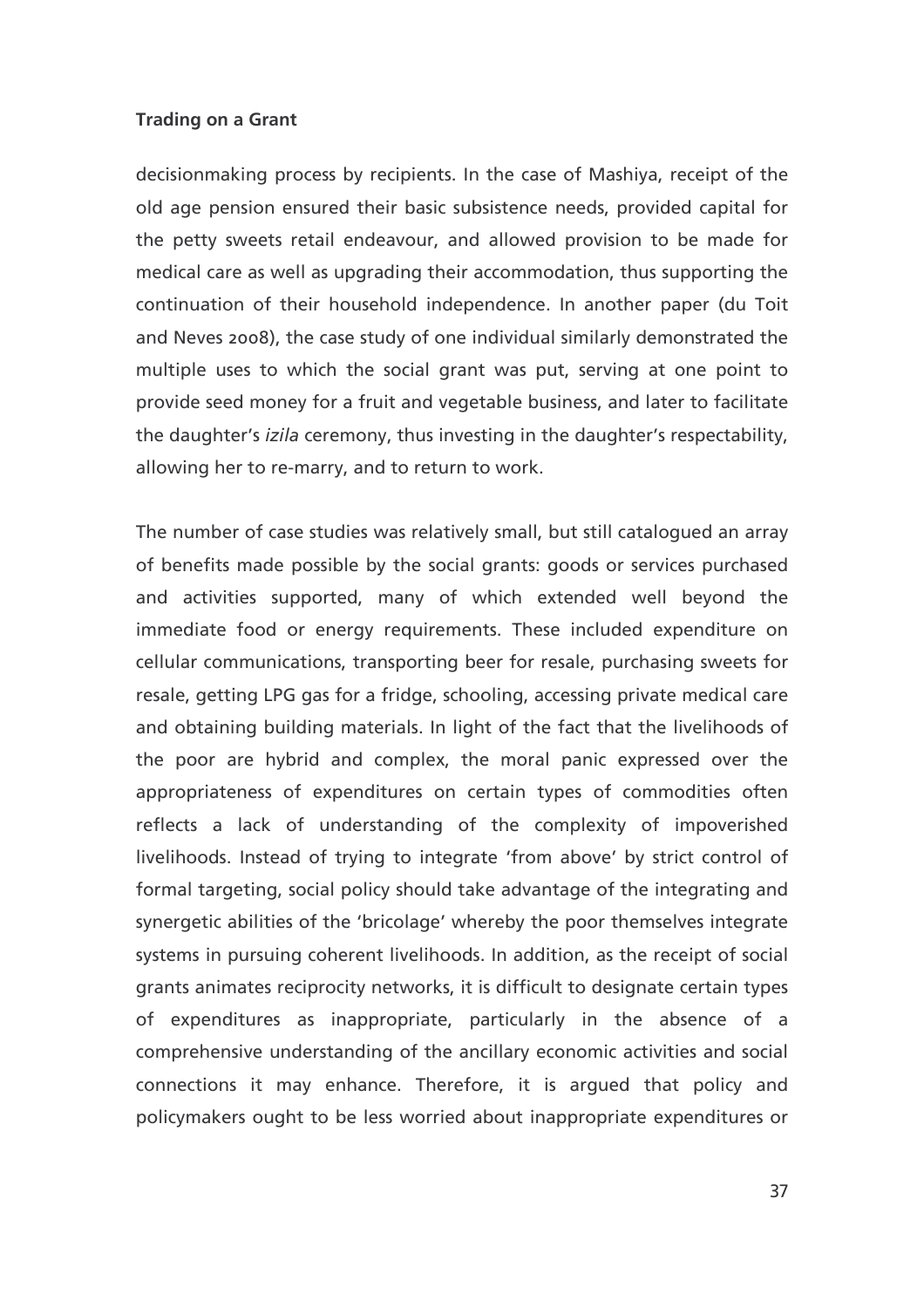decisionmaking process by recipients. In the case of Mashiya, receipt of the old age pension ensured their basic subsistence needs, provided capital for the petty sweets retail endeavour, and allowed provision to be made for medical care as well as upgrading their accommodation, thus supporting the continuation of their household independence. In another paper (du Toit and Neves 2008), the case study of one individual similarly demonstrated the multiple uses to which the social grant was put, serving at one point to provide seed money for a fruit and vegetable business, and later to facilitate the daughter's *izila* ceremony, thus investing in the daughter's respectability, allowing her to re-marry, and to return to work.

The number of case studies was relatively small, but still catalogued an array of benefits made possible by the social grants: goods or services purchased and activities supported, many of which extended well beyond the immediate food or energy requirements. These included expenditure on cellular communications, transporting beer for resale, purchasing sweets for resale, getting LPG gas for a fridge, schooling, accessing private medical care and obtaining building materials. In light of the fact that the livelihoods of the poor are hybrid and complex, the moral panic expressed over the appropriateness of expenditures on certain types of commodities often reflects a lack of understanding of the complexity of impoverished livelihoods. Instead of trying to integrate 'from above' by strict control of formal targeting, social policy should take advantage of the integrating and synergetic abilities of the 'bricolage' whereby the poor themselves integrate systems in pursuing coherent livelihoods. In addition, as the receipt of social grants animates reciprocity networks, it is difficult to designate certain types of expenditures as inappropriate, particularly in the absence of a comprehensive understanding of the ancillary economic activities and social connections it may enhance. Therefore, it is argued that policy and policymakers ought to be less worried about inappropriate expenditures or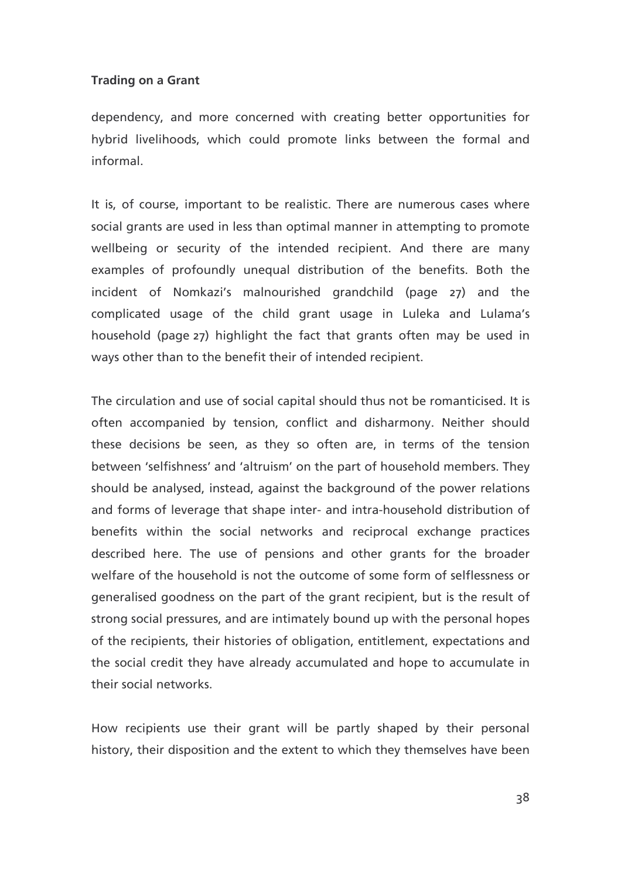dependency, and more concerned with creating better opportunities for hybrid livelihoods, which could promote links between the formal and informal.

It is, of course, important to be realistic. There are numerous cases where social grants are used in less than optimal manner in attempting to promote wellbeing or security of the intended recipient. And there are many examples of profoundly unequal distribution of the benefits. Both the incident of Nomkazi's malnourished grandchild (page 27) and the complicated usage of the child grant usage in Luleka and Lulama's household (page 27) highlight the fact that grants often may be used in ways other than to the benefit their of intended recipient.

The circulation and use of social capital should thus not be romanticised. It is often accompanied by tension, conflict and disharmony. Neither should these decisions be seen, as they so often are, in terms of the tension between 'selfishness' and 'altruism' on the part of household members. They should be analysed, instead, against the background of the power relations and forms of leverage that shape inter- and intra-household distribution of benefits within the social networks and reciprocal exchange practices described here. The use of pensions and other grants for the broader welfare of the household is not the outcome of some form of selflessness or generalised goodness on the part of the grant recipient, but is the result of strong social pressures, and are intimately bound up with the personal hopes of the recipients, their histories of obligation, entitlement, expectations and the social credit they have already accumulated and hope to accumulate in their social networks.

How recipients use their grant will be partly shaped by their personal history, their disposition and the extent to which they themselves have been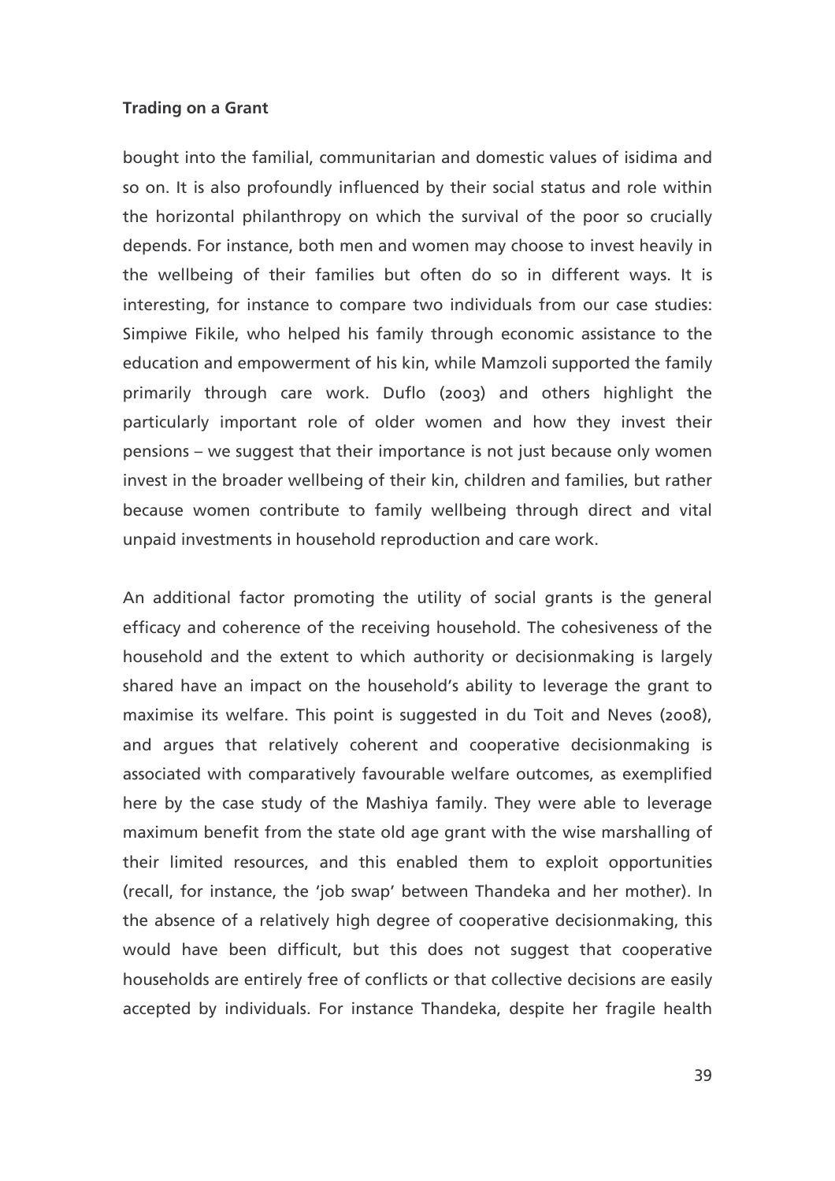bought into the familial, communitarian and domestic values of isidima and so on. It is also profoundly influenced by their social status and role within the horizontal philanthropy on which the survival of the poor so crucially depends. For instance, both men and women may choose to invest heavily in the wellbeing of their families but often do so in different ways. It is interesting, for instance to compare two individuals from our case studies: Simpiwe Fikile, who helped his family through economic assistance to the education and empowerment of his kin, while Mamzoli supported the family primarily through care work. Duflo (2003) and others highlight the particularly important role of older women and how they invest their pensions – we suggest that their importance is not just because only women invest in the broader wellbeing of their kin, children and families, but rather because women contribute to family wellbeing through direct and vital unpaid investments in household reproduction and care work.

An additional factor promoting the utility of social grants is the general efficacy and coherence of the receiving household. The cohesiveness of the household and the extent to which authority or decisionmaking is largely shared have an impact on the household's ability to leverage the grant to maximise its welfare. This point is suggested in du Toit and Neves (2008), and argues that relatively coherent and cooperative decisionmaking is associated with comparatively favourable welfare outcomes, as exemplified here by the case study of the Mashiya family. They were able to leverage maximum benefit from the state old age grant with the wise marshalling of their limited resources, and this enabled them to exploit opportunities (recall, for instance, the 'job swap' between Thandeka and her mother). In the absence of a relatively high degree of cooperative decisionmaking, this would have been difficult, but this does not suggest that cooperative households are entirely free of conflicts or that collective decisions are easily accepted by individuals. For instance Thandeka, despite her fragile health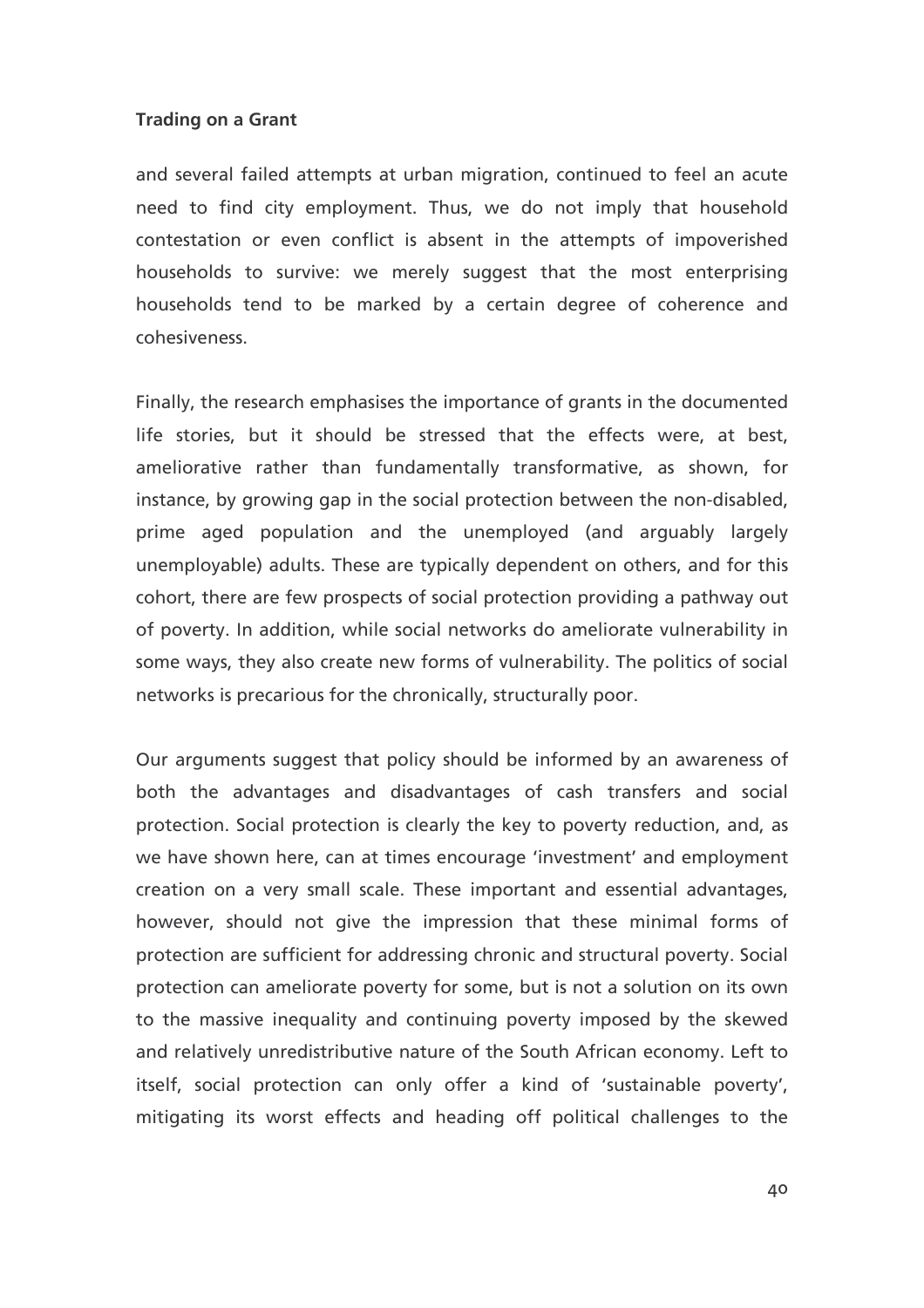and several failed attempts at urban migration, continued to feel an acute need to find city employment. Thus, we do not imply that household contestation or even conflict is absent in the attempts of impoverished households to survive: we merely suggest that the most enterprising households tend to be marked by a certain degree of coherence and cohesiveness.

Finally, the research emphasises the importance of grants in the documented life stories, but it should be stressed that the effects were, at best, ameliorative rather than fundamentally transformative, as shown, for instance, by growing gap in the social protection between the non-disabled, prime aged population and the unemployed (and arguably largely unemployable) adults. These are typically dependent on others, and for this cohort, there are few prospects of social protection providing a pathway out of poverty. In addition, while social networks do ameliorate vulnerability in some ways, they also create new forms of vulnerability. The politics of social networks is precarious for the chronically, structurally poor.

Our arguments suggest that policy should be informed by an awareness of both the advantages and disadvantages of cash transfers and social protection. Social protection is clearly the key to poverty reduction, and, as we have shown here, can at times encourage 'investment' and employment creation on a very small scale. These important and essential advantages, however, should not give the impression that these minimal forms of protection are sufficient for addressing chronic and structural poverty. Social protection can ameliorate poverty for some, but is not a solution on its own to the massive inequality and continuing poverty imposed by the skewed and relatively unredistributive nature of the South African economy. Left to itself, social protection can only offer a kind of 'sustainable poverty', mitigating its worst effects and heading off political challenges to the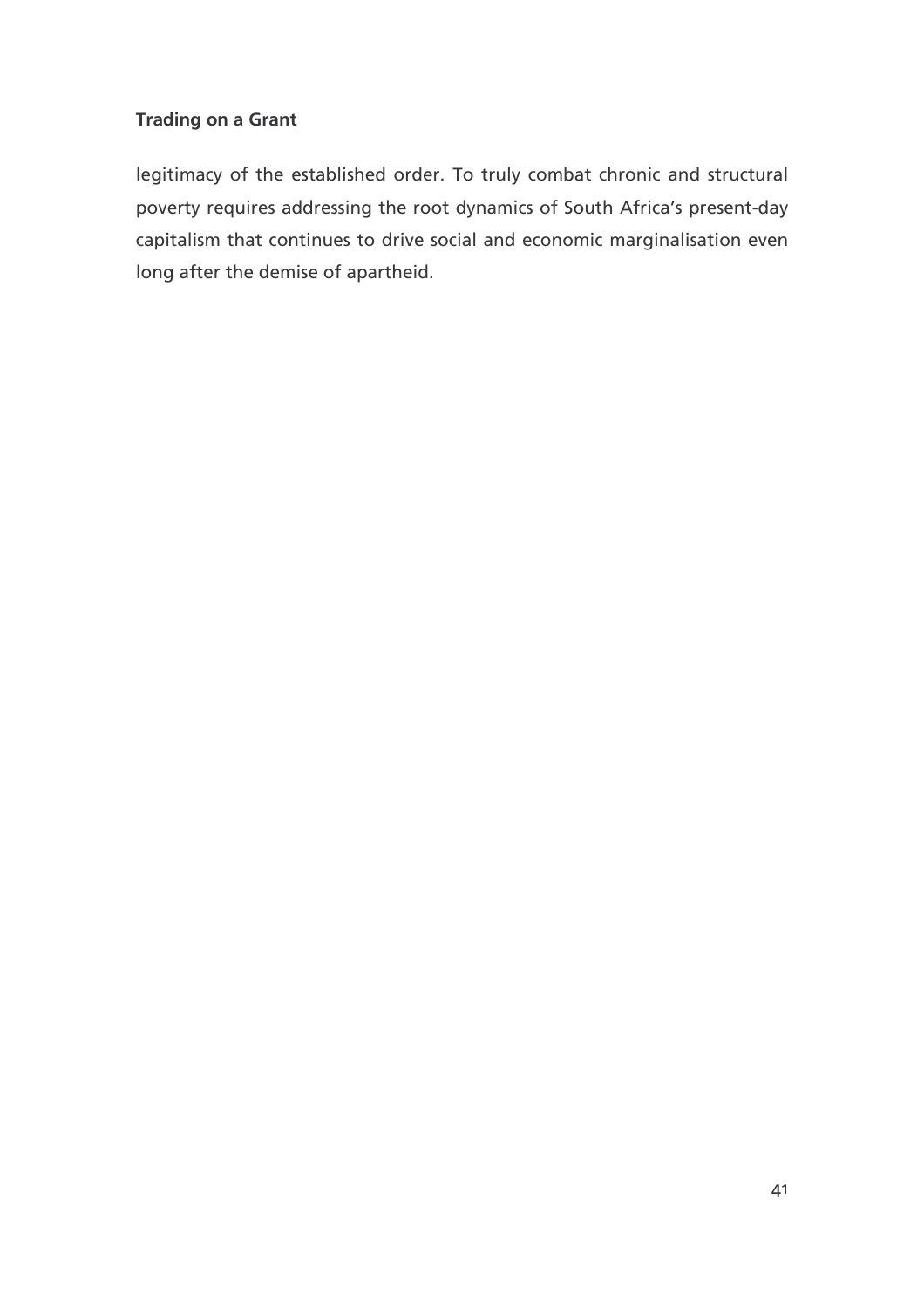legitimacy of the established order. To truly combat chronic and structural poverty requires addressing the root dynamics of South Africa's present-day capitalism that continues to drive social and economic marginalisation even long after the demise of apartheid.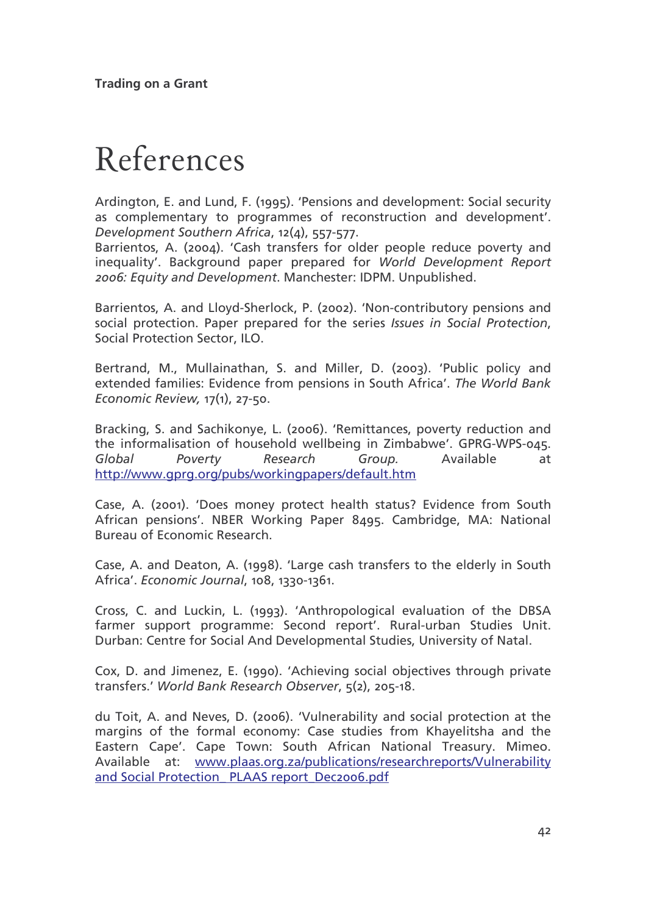# References

Ardington, E. and Lund, F. (1995). 'Pensions and development: Social security as complementary to programmes of reconstruction and development'. *Development Southern Africa*, 12(4), 557-577.

Barrientos, A. (2004). 'Cash transfers for older people reduce poverty and inequality'. Background paper prepared for *World Development Report 2006: Equity and Development*. Manchester: IDPM. Unpublished.

Barrientos, A. and Lloyd-Sherlock, P. (2002). 'Non-contributory pensions and social protection. Paper prepared for the series *Issues in Social Protection*, Social Protection Sector, ILO.

Bertrand, M., Mullainathan, S. and Miller, D. (2003). 'Public policy and extended families: Evidence from pensions in South Africa'. *The World Bank Economic Review,* 17(1), 27-50.

Bracking, S. and Sachikonye, L. (2006). 'Remittances, poverty reduction and the informalisation of household wellbeing in Zimbabwe'. GPRG-WPS-045. *Global Poverty Research Group.* Available at http://www.gprg.org/pubs/workingpapers/default.htm

Case, A. (2001). 'Does money protect health status? Evidence from South African pensions'. NBER Working Paper 8495. Cambridge, MA: National Bureau of Economic Research.

Case, A. and Deaton, A. (1998). 'Large cash transfers to the elderly in South Africa'. *Economic Journal*, 108, 1330-1361.

Cross, C. and Luckin, L. (1993). 'Anthropological evaluation of the DBSA farmer support programme: Second report'. Rural-urban Studies Unit. Durban: Centre for Social And Developmental Studies, University of Natal.

Cox, D. and Jimenez, E. (1990). 'Achieving social objectives through private transfers.' *World Bank Research Observer*, 5(2), 205-18.

du Toit, A. and Neves, D. (2006). 'Vulnerability and social protection at the margins of the formal economy: Case studies from Khayelitsha and the Eastern Cape'. Cape Town: South African National Treasury. Mimeo. Available at: www.plaas.org.za/publications/researchreports/Vulnerability and Social Protection_ PLAAS report_Dec2006.pdf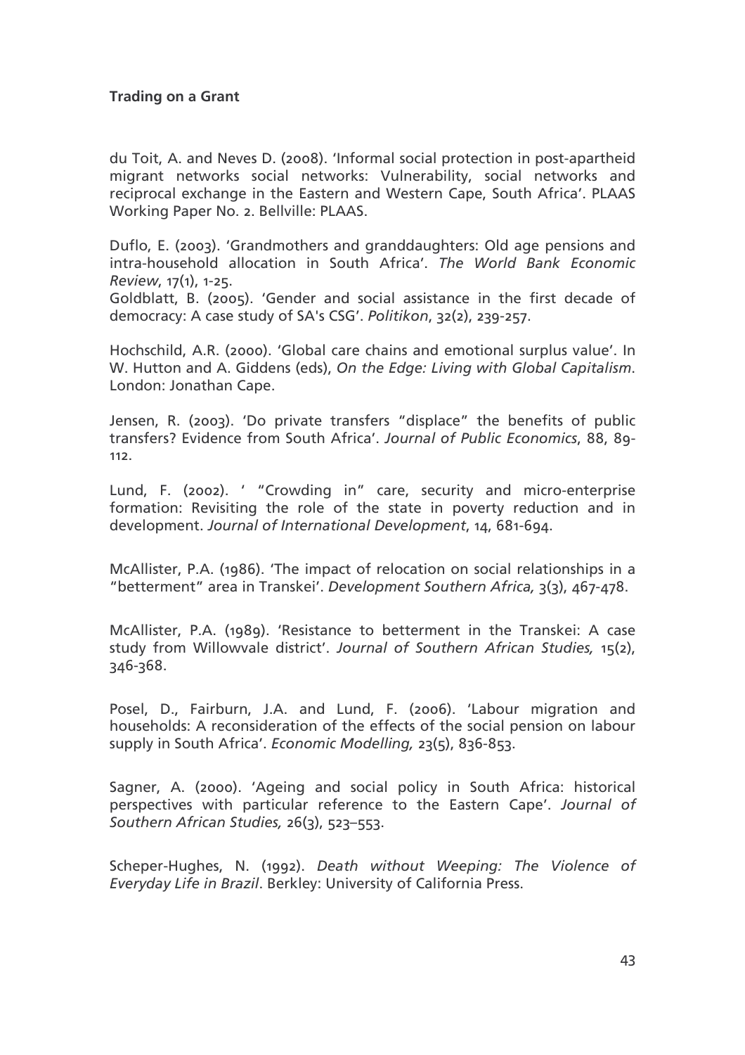du Toit, A. and Neves D. (2008). 'Informal social protection in post-apartheid migrant networks social networks: Vulnerability, social networks and reciprocal exchange in the Eastern and Western Cape, South Africa'. PLAAS Working Paper No. 2. Bellville: PLAAS.

Duflo, E. (2003). 'Grandmothers and granddaughters: Old age pensions and intra-household allocation in South Africa'. *The World Bank Economic Review*, 17(1), 1-25.

Goldblatt, B. (2005). 'Gender and social assistance in the first decade of democracy: A case study of SA's CSG'. *Politikon*, 32(2), 239-257.

Hochschild, A.R. (2000). 'Global care chains and emotional surplus value'. In W. Hutton and A. Giddens (eds), *On the Edge: Living with Global Capitalism*. London: Jonathan Cape.

Jensen, R. (2003). 'Do private transfers "displace" the benefits of public transfers? Evidence from South Africa'. *Journal of Public Economics*, 88, 89-112.

Lund, F. (2002). ' "Crowding in" care, security and micro-enterprise formation: Revisiting the role of the state in poverty reduction and in development. *Journal of International Development*, 14, 681-694.

McAllister, P.A. (1986). 'The impact of relocation on social relationships in a "betterment" area in Transkei'. *Development Southern Africa,* 3(3), 467-478.

McAllister, P.A. (1989). 'Resistance to betterment in the Transkei: A case study from Willowvale district'. *Journal of Southern African Studies,* 15(2), 346-368.

Posel, D., Fairburn, J.A. and Lund, F. (2006). 'Labour migration and households: A reconsideration of the effects of the social pension on labour supply in South Africa'. *Economic Modelling,* 23(5), 836-853.

Sagner, A. (2000). 'Ageing and social policy in South Africa: historical perspectives with particular reference to the Eastern Cape'. *Journal of Southern African Studies,* 26(3), 523–553.

Scheper-Hughes, N. (1992). *Death without Weeping: The Violence of Everyday Life in Brazil*. Berkley: University of California Press.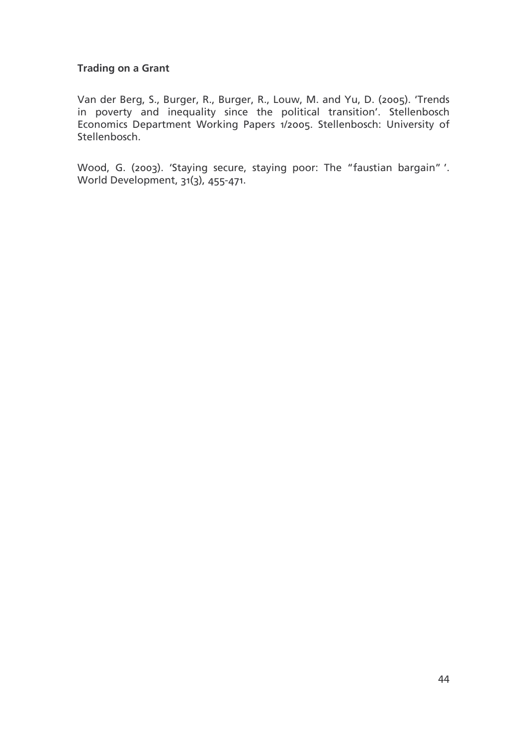Van der Berg, S., Burger, R., Burger, R., Louw, M. and Yu, D. (2005). 'Trends in poverty and inequality since the political transition'. Stellenbosch Economics Department Working Papers 1/2005. Stellenbosch: University of Stellenbosch.

Wood, G. (2003). 'Staying secure, staying poor: The "faustian bargain" '. World Development, 31(3), 455-471.